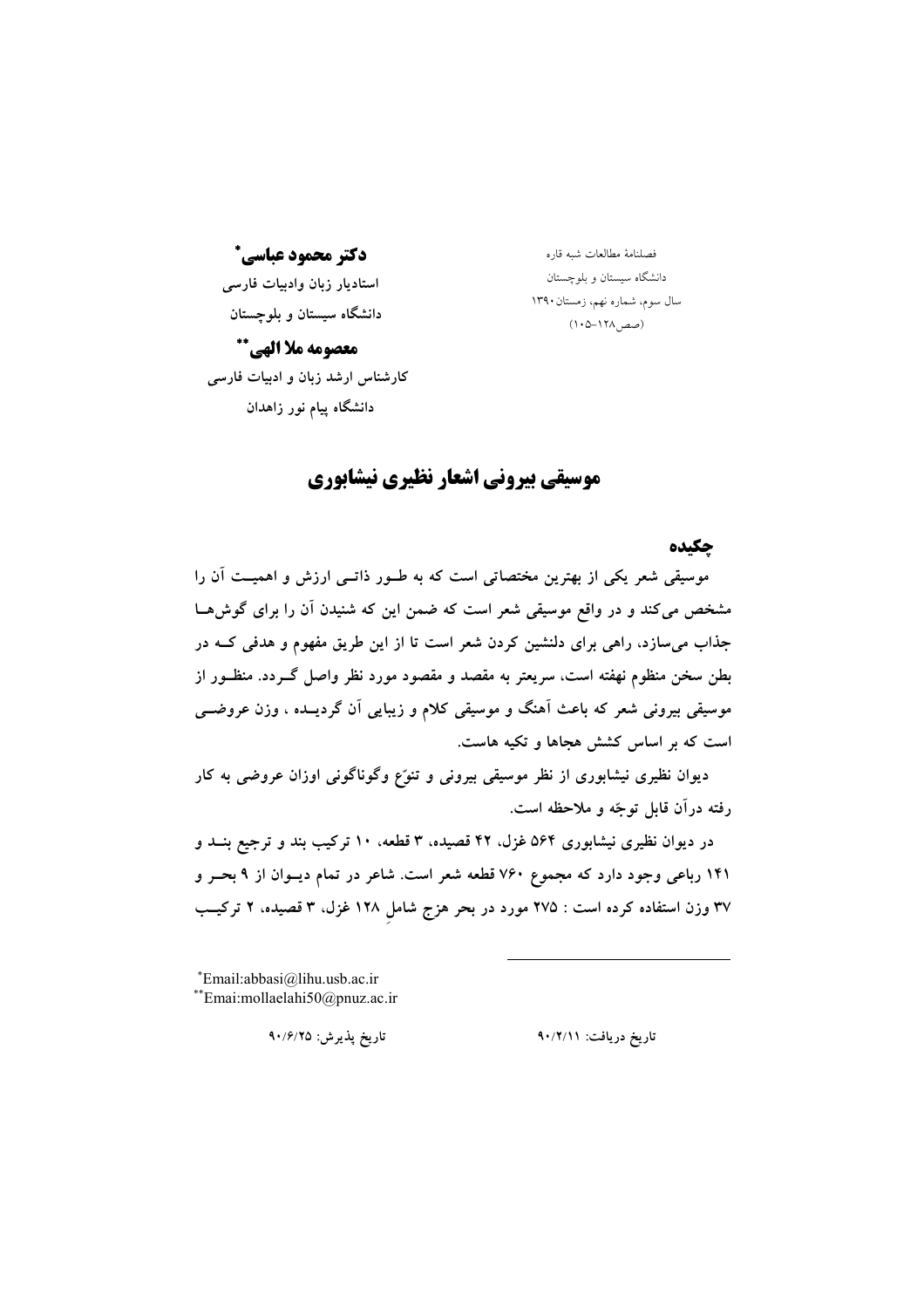فصلنامهٔ مطالعات شبه قاره
دانشگاه سیستان و بلوچستان
سال سوم، شماره نهم، زمستان ۱۳۹۰
(صص ۱۲۸-۱۰۵)

**دکتر محمود عباسی**[*]
استادیار زبان وادبیات فارسی
دانشگاه سیستان و بلوچستان

**معصومه ملا الهی**[**]
کارشناس ارشد زبان و ادبیات فارسی
دانشگاه پیام نور زاهدان

# موسیقی بیرونی اشعار نظیری نیشابوری

## چکیده

موسیقی شعر یکی از بهترین مختصاتی است که به طـور ذاتـی ارزش و اهمیـت آن را مشخص می‌کند و در واقع موسیقی شعر است که ضمن این که شنیدن آن را برای گوش‌هـا جذاب می‌سازد، راهی برای دلنشین کردن شعر است تا از این طریق مفهوم و هدفی کـه در بطن سخن منظوم نهفته است، سریعتر به مقصد و مقصود مورد نظر واصل گـردد. منظـور از موسیقی بیرونی شعر که باعث آهنگ و موسیقی کلام و زیبایی آن گردیـده ، وزن عروضـی است که بر اساس کشش هجاها و تکیه هاست.

دیوان نظیری نیشابوری از نظر موسیقی بیرونی و تنوّع وگوناگونی اوزان عروضی به کار رفته درآن قابل توجّه و ملاحظه است.

در دیوان نظیری نیشابوری ۵۶۴ غزل، ۴۲ قصیده، ۳ قطعه، ۱۰ ترکیب بند و ترجیع بنـد و ۱۴۱ رباعی وجود دارد که مجموع ۷۶۰ قطعه شعر است. شاعر در تمام دیـوان از ۹ بحـر و ۳۷ وزن استفاده کرده است : ۲۷۵ مورد در بحر هزج شاملِ ۱۲۸ غزل، ۳ قصیده، ۲ ترکیـب

[*]Email:abbasi@lihu.usb.ac.ir
[**]Emai:mollaelahi50@pnuz.ac.ir

تاریخ دریافت: ۹۰/۲/۱۱    تاریخ پذیرش: ۹۰/۶/۲۵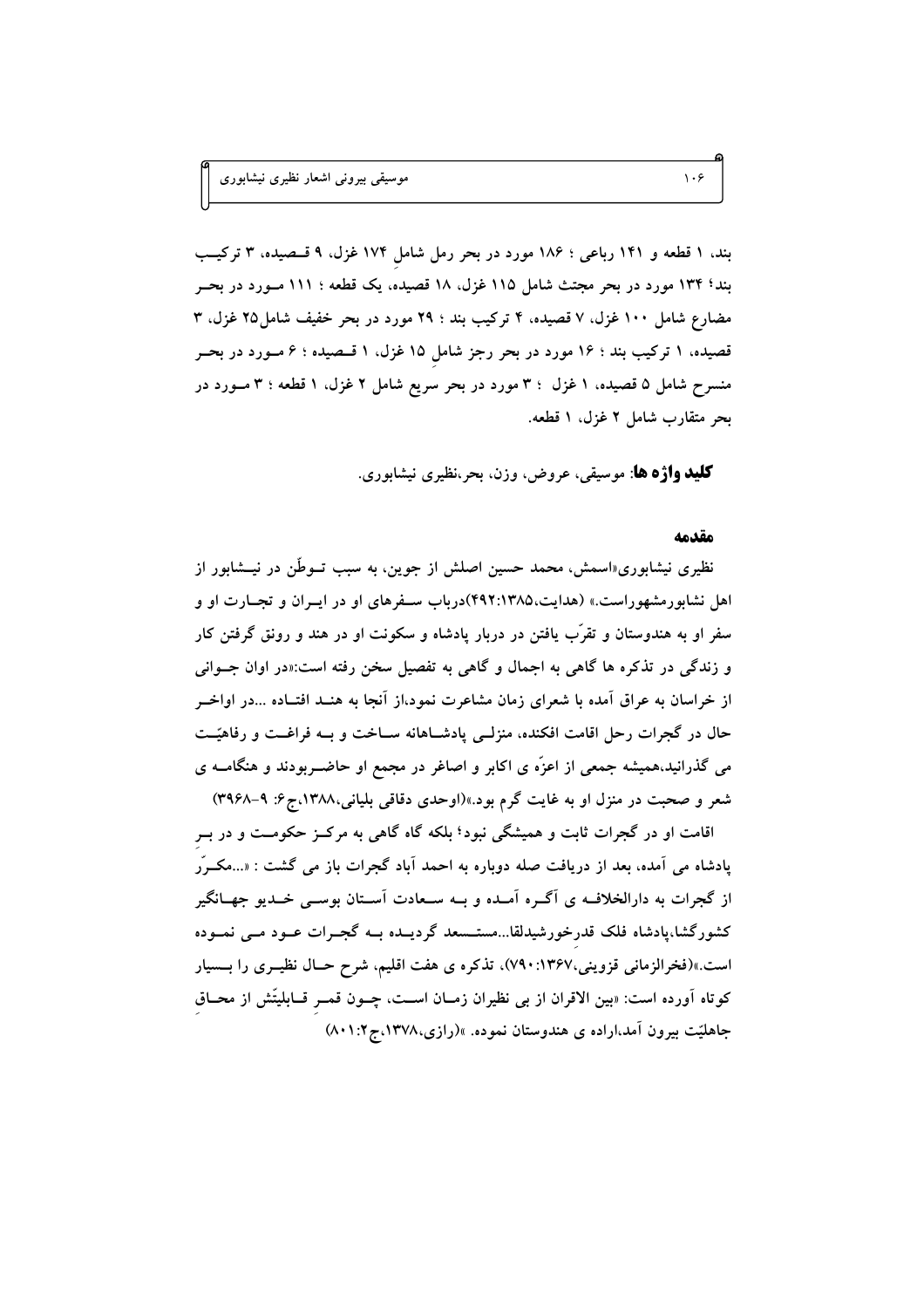بند، ۱ قطعه و ۱۴۱ رباعی ؛ ۱۸۶ مورد در بحر رمل شامل ۱۷۴ غزل، ۹ قصیده، ۳ ترکیب بند؛ ۱۳۴ مورد در بحر مجتث شامل ۱۱۵ غزل، ۱۸ قصیده، یک قطعه ؛ ۱۱۱ مورد در بحر مضارع شامل ۱۰۰ غزل، ۷ قصیده، ۴ ترکیب بند ؛ ۲۹ مورد در بحر خفیف شامل۲۵ غزل، ۳ قصیده، ۱ ترکیب بند ؛ ۱۶ مورد در بحر رجز شامل ۱۵ غزل، ۱ قصیده ؛ ۶ مورد در بحر منسرح شامل ۵ قصیده، ۱ غزل ؛ ۳ مورد در بحر سریع شامل ۲ غزل، ۱ قطعه ؛ ۳ مورد در بحر متقارب شامل ۲ غزل، ۱ قطعه.

**کلید واژه ها**: موسیقی، عروض، وزن، بحر،نظیری نیشابوری.

## مقدمه

نظیری نیشابوری«اسمش، محمد حسین اصلش از جوین، به سبب توطّن در نیشابور از اهل نشابورمشهوراست.» (هدایت،۱۳۸۵:۴۹۲)درباب سفرهای او در ایران و تجارت او و سفر او به هندوستان و تقرّب یافتن در دربار پادشاه و سکونت او در هند و رونق گرفتن کار و زندگی در تذکره ها گاهی به اجمال و گاهی به تفصیل سخن رفته است:«در اوان جوانی از خراسان به عراق آمده با شعرای زمان مشاعرت نمود،از آنجا به هند افتاده ...در اواخر حال در گجرات رحل اقامت افکنده، منزلی پادشاهانه ساخت و به فراغت و رفاهیّت می گذرانید،همیشه جمعی از اعزّه ی اکابر و اصاغر در مجمع او حاضربودند و هنگامه ی شعر و صحبت در منزل او به غایت گرم بود.»(اوحدی دقاقی بلیانی،۱۳۸۸،ج۶: ۹-۳۹۶۸)

اقامت او در گجرات ثابت و همیشگی نبود؛ بلکه گاه گاهی به مرکز حکومت و در بر پادشاه می آمده، بعد از دریافت صله دوباره به احمد آباد گجرات باز می گشت : «...مکرّر از گجرات به دارالخلافه ی آگره آمده و به سعادت آستان بوسی خدیو جهانگیر کشورگشا،پادشاه فلک قدرخورشیدلقا...مستسعد گردیده به گجرات عود می نموده است.»(فخرالزمانی قزوینی،۱۳۶۷:۷۹۰)، تذکره ی هفت اقلیم، شرح حال نظیری را بسیار کوتاه آورده است: «بین الاقران از بی نظیران زمان است، چون قمر قابلیّتش از محاق جاهلیّت بیرون آمد،اراده ی هندوستان نموده. »(رازی،۱۳۷۸،ج۲:۸۰۱)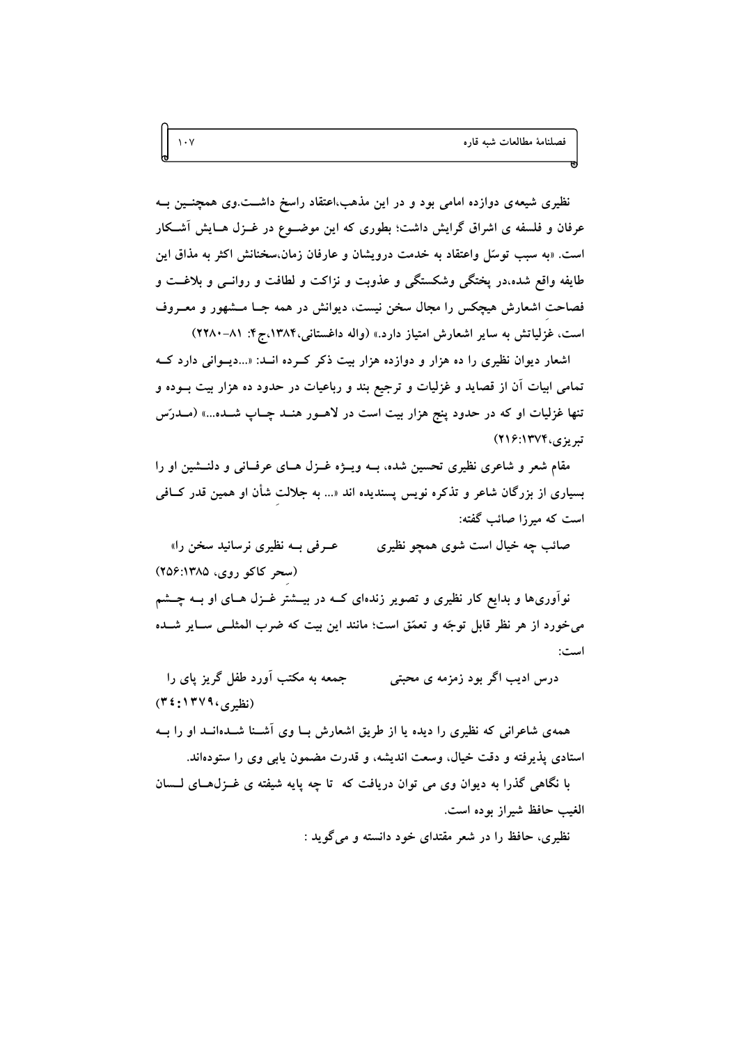نظیری شیعه‌ی دوازده امامی بود و در این مذهب،اعتقاد راسخ داشت.وی همچنین به عرفان و فلسفه ی اشراق گرایش داشت؛ بطوری که این موضوع در غزل هایش آشکار است. «به سبب توسّل واعتقاد به خدمت درویشان و عارفان زمان،سخنانش اکثر به مذاق این طایفه واقع شده،در پختگی وشکستگی و عذوبت و نزاکت و لطافت و روانی و بلاغت و فصاحتِ اشعارش هیچکس را مجال سخن نیست، دیوانش در همه جا مشهور و معروف است، غزلیاتش به سایر اشعارش امتیاز دارد.» (واله داغستانی،۱۳۸۴،ج۴: ۸۱–۲۲۸۰)

اشعار دیوان نظیری را ده هزار و دوازده هزار بیت ذکر کرده اند: «...دیوانی دارد که تمامی ابیات آن از قصاید و غزلیات و ترجیع بند و رباعیات در حدود ده هزار بیت بوده و تنها غزلیات او که در حدود پنج هزار بیت است در لاهور هند چاپ شده...» (مدرّس تبریزی،۱۳۷۴:۲۱۶)

مقام شعر و شاعری نظیری تحسین شده، به ویژه غزل های عرفانی و دلنشین او را بسیاری از بزرگان شاعر و تذکره نویس پسندیده اند «... به جلالتِ شأن او همین قدر کافی است که میرزا صائب گفته:

صائب چه خیال است شوی همچو نظیری &nbsp;&nbsp;&nbsp;&nbsp;&nbsp; عرفی به نظیری نرسانید سخن را»

(سحر کاکو روی، ۱۳۸۵:۲۵۶)

نوآوری‌ها و بدایع کار نظیری و تصویر زنده‌ای که در بیشتر غزل های او به چشم می‌خورد از هر نظر قابل توجّه و تعمّق است؛ مانند این بیت که ضرب المثلی سایر شده است:

درس ادیب اگر بود زمزمه ی محبتی &nbsp;&nbsp;&nbsp;&nbsp;&nbsp; جمعه به مکتب آورد طفل گریز پای را

(نظیری،۱۳۷۹:۳٤)

همه‌ی شاعرانی که نظیری را دیده یا از طریق اشعارش با وی آشنا شده‌اند او را به استادی پذیرفته و دقت خیال، وسعت اندیشه، و قدرت مضمون یابی وی را ستوده‌اند.

با نگاهی گذرا به دیوان وی می توان دریافت که تا چه پایه شیفته ی غزل‌های لسان الغیب حافظ شیراز بوده است.

نظیری، حافظ را در شعر مقتدای خود دانسته و می‌گوید :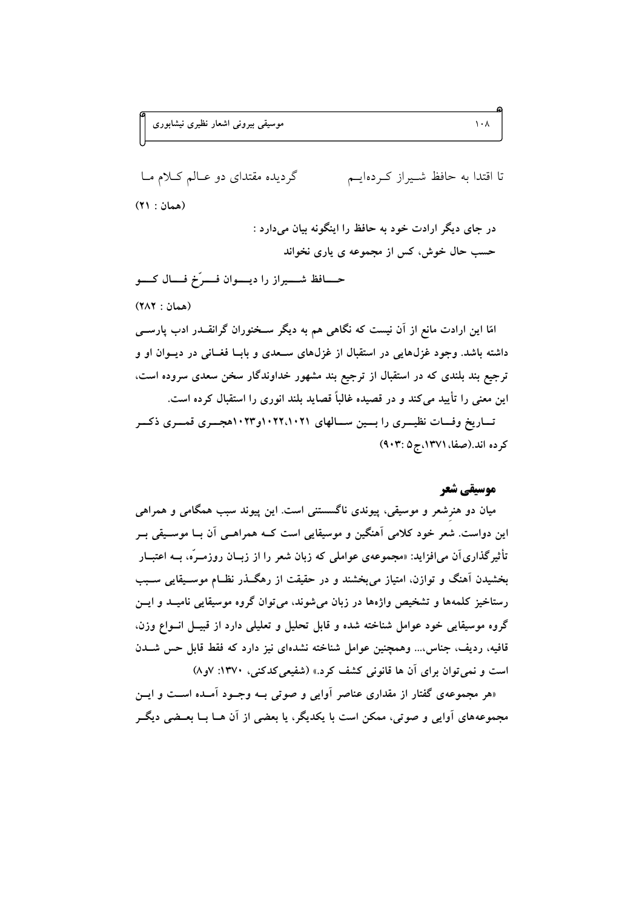تا اقتدا به حافظ شیراز کرده‌ایم　　　گردیده مقتدای دو عالم کلام ما

(همان : ۲۱)

در جای دیگر ارادت خود به حافظ را اینگونه بیان می‌دارد :

حسب حال خوش، کس از مجموعه ی یاری نخواند

حافظ شیراز را دیوان فرّخ فال کو

(همان : ۲۸۲)

امّا این ارادت مانع از آن نیست که نگاهی هم به دیگر سخنوران گرانقدر ادب پارسی داشته باشد. وجود غزل‌هایی در استقبال از غزل‌های سعدی و بابا فغانی در دیوان او و ترجیع بند بلندی که در استقبال از ترجیع بند مشهور خداوندگار سخن سعدی سروده است، این معنی را تأیید می‌کند و در قصیده غالباً قصاید بلند انوری را استقبال کرده است.

تاریخ وفات نظیری را بین سالهای ۱۰۲۱،۱۰۲۲و۱۰۲۳هجری قمری ذکر کرده اند.(صفا،۱۳۷۱،ج۵ :۹۰۳)

## موسیقی شعر

میان دو هنرشعر و موسیقی، پیوندی ناگسستنی است. این پیوند سبب همگامی و همراهی این دواست. شعر خود کلامی آهنگین و موسیقایی است که همراهی آن با موسیقی بر تأثیرگذاری‌آن می‌افزاید: «مجموعه‌ی عواملی که زبان شعر را از زبان روزمرّه، به اعتبار بخشیدن آهنگ و توازن، امتیاز می‌بخشند و در حقیقت از رهگذر نظام موسیقایی سبب رستاخیز کلمه‌ها و تشخیص واژه‌ها در زبان می‌شوند، می‌توان گروه موسیقایی نامید و این گروه موسیقایی خود عوامل شناخته شده و قابل تحلیل و تعلیلی دارد از قبیل انواع وزن، قافیه، ردیف، جناس،... وهمچنین عوامل شناخته نشده‌ای نیز دارد که فقط قابل حس شدن است و نمی‌توان برای آن ها قانونی کشف کرد.» (شفیعی‌کدکنی، ۱۳۷۰: ۷و۸)

«هر مجموعه‌ی گفتار از مقداری عناصر آوایی و صوتی به وجود آمده است و این مجموعه‌های آوایی و صوتی، ممکن است با یکدیگر، یا بعضی از آن ها با بعضی دیگر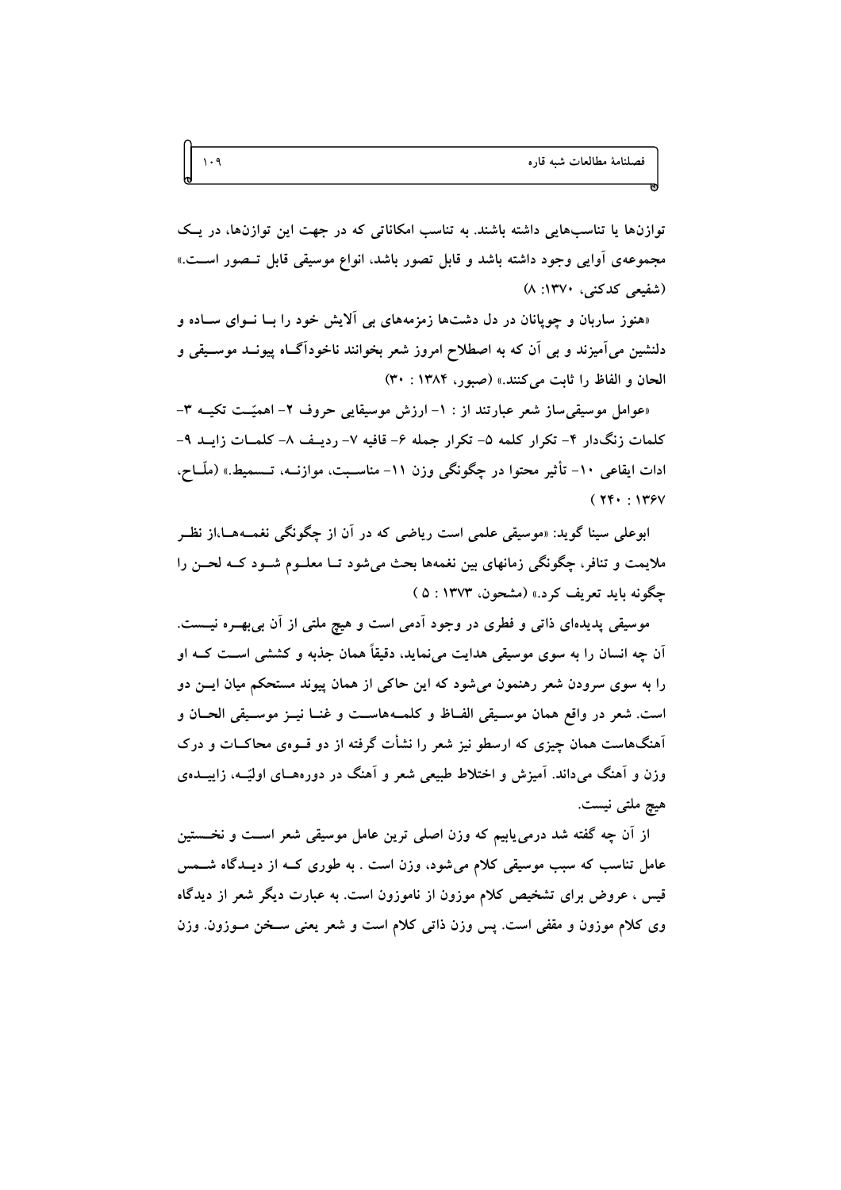توازن‌ها یا تناسب‌هایی داشته باشند. به تناسب امکاناتی که در جهت این توازن‌ها، در یک مجموعه‌ی آوایی وجود داشته باشد و قابل تصور باشد، انواع موسیقی قابل تصور است.» (شفیعی کدکنی، ۱۳۷۰: ۸)

«هنوز ساربان و چوپانان در دل دشت‌ها زمزمه‌های بی آلایش خود را با نوای ساده و دلنشین می‌آمیزند و بی آن که به اصطلاح امروز شعر بخوانند ناخودآگاه پیوند موسیقی و الحان و الفاظ را ثابت می‌کنند.» (صبور، ۱۳۸۴ : ۳۰)

«عوامل موسیقی‌ساز شعر عبارتند از : ۱- ارزش موسیقایی حروف ۲- اهمیّت تکیه ۳- کلمات زنگ‌دار ۴- تکرار کلمه ۵- تکرار جمله ۶- قافیه ۷- ردیف ۸- کلمات زاید ۹- ادات ایقاعی ۱۰- تأثیر محتوا در چگونگی وزن ۱۱- مناسبت، موازنه، تسمیط.» (ملّاح، ۱۳۶۷ : ۲۴۰ )

ابوعلی سینا گوید: «موسیقی علمی است ریاضی که در آن از چگونگی نغمه‌ها،از نظر ملایمت و تنافر، چگونگی زمانهای بین نغمه‌ها بحث می‌شود تا معلوم شود که لحن را چگونه باید تعریف کرد.» (مشحون، ۱۳۷۳ : ۵ )

موسیقی پدیده‌ای ذاتی و فطری در وجود آدمی است و هیچ ملتی از آن بی‌بهره نیست. آن چه انسان را به سوی موسیقی هدایت می‌نماید، دقیقاً همان جذبه و کششی است که او را به سوی سرودن شعر رهنمون می‌شود که این حاکی از همان پیوند مستحکم میان این دو است. شعر در واقع همان موسیقی الفاظ و کلمه‌هاست و غنا نیز موسیقی الحان و آهنگ‌هاست همان چیزی که ارسطو نیز شعر را نشأت گرفته از دو قوه‌ی محاکات و درک وزن و آهنگ می‌داند. آمیزش و اختلاط طبیعی شعر و آهنگ در دوره‌های اولیّه، زاییده‌ی هیچ ملتی نیست.

از آن چه گفته شد درمی‌یابیم که وزن اصلی ترین عامل موسیقی شعر است و نخستین عامل تناسب که سبب موسیقی کلام می‌شود، وزن است . به طوری که از دیدگاه شمس قیس ، عروض برای تشخیص کلام موزون از ناموزون است. به عبارت دیگر شعر از دیدگاه وی کلام موزون و مقفی است. پس وزن ذاتی کلام است و شعر یعنی سخن موزون. وزن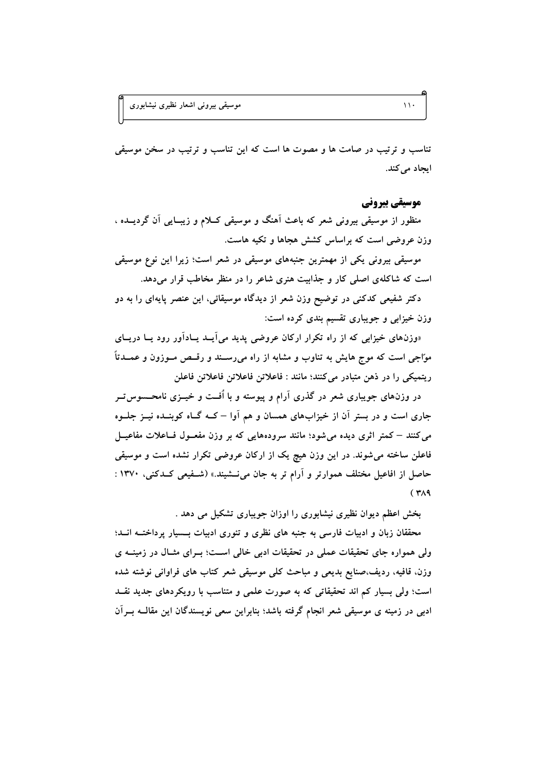تناسب و ترتیب در صامت ها و مصوت ها است که این تناسب و ترتیب در سخن موسیقی ایجاد می کند.

## موسیقی بیرونی

منظور از موسیقی بیرونی شعر که باعث آهنگ و موسیقی کلام و زیبایی آن گردیده ، وزن عروضی است که براساس کشش هجاها و تکیه هاست.

موسیقی بیرونی یکی از مهمترین جنبه‌های موسیقی در شعر است؛ زیرا این نوع موسیقی است که شاکله‌ی اصلی کار و جذابیت هنری شاعر را در منظر مخاطب قرار می‌دهد.

دکتر شفیعی کدکنی در توضیح وزن شعر از دیدگاه موسیقائی، این عنصر پایه‌ای را به دو وزن خیزابی و جویباری تقسیم بندی کرده است:

«وزن‌های خیزابی که از راه تکرار ارکان عروضی پدید می‌آید یادآور رود یا دریای موّاجی است که موج هایش به تناوب و مشابه از راه می‌رسند و رقص موزون و عمدتاً ریتمیکی را در ذهن متبادر می‌کنند؛ مانند : فاعلاتن فاعلاتن فاعلاتن فاعلن

در وزن‌های جویباری شعر در گذری آرام و پیوسته و با اُفت و خیزی نامحسوس‌تر جاری است و در بستر آن از خیزاب‌های همسان و هم آوا – که گاه کوبنده نیز جلوه می‌کنند – کمتر اثری دیده می‌شود؛ مانند سروده‌هایی که بر وزن مفعول فاعلات مفاعیل فاعلن ساخته می‌شوند. در این وزن هیچ یک از ارکان عروضی تکرار نشده است و موسیقی حاصل از افاعیل مختلف هموارتر و آرام تر به جان می‌نشیند.» (شفیعی کدکنی، ۱۳۷۰ : ۳۸۹)

بخش اعظم دیوان نظیری نیشابوری را اوزان جویباری تشکیل می دهد .

محققان زبان و ادبیات فارسی به جنبه های نظری و تئوری ادبیات بسیار پرداخته اند؛ ولی همواره جای تحقیقات عملی در تحقیقات ادبی خالی است؛ برای مثال در زمینه ی وزن، قافیه، ردیف،صنایع بدیعی و مباحث کلی موسیقی شعر کتاب های فراوانی نوشته شده است؛ ولی بسیار کم اند تحقیقاتی که به صورت علمی و متناسب با رویکردهای جدید نقد ادبی در زمینه ی موسیقی شعر انجام گرفته باشد؛ بنابراین سعی نویسندگان این مقاله برآن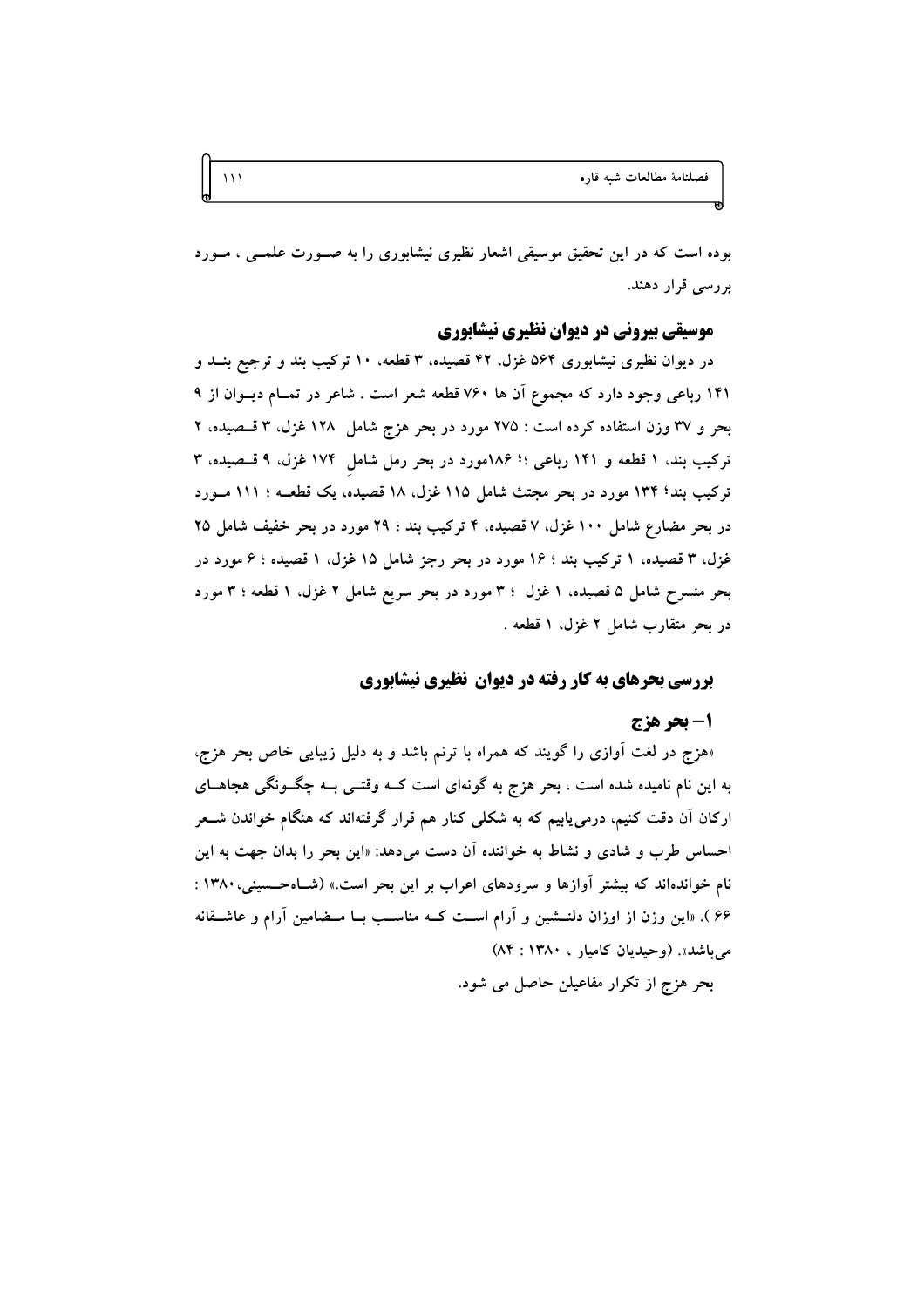بوده است که در این تحقیق موسیقی اشعار نظیری نیشابوری را به صورت علمی ، مورد بررسی قرار دهند.

## موسیقی بیرونی در دیوان نظیری نیشابوری

در دیوان نظیری نیشابوری ۵۶۴ غزل، ۴۲ قصیده، ۳ قطعه، ۱۰ ترکیب بند و ترجیع بند و ۱۴۱ رباعی وجود دارد که مجموع آن ها ۷۶۰ قطعه شعر است . شاعر در تمام دیوان از ۹ بحر و ۳۷ وزن استفاده کرده است : ۲۷۵ مورد در بحر هزج شامل ۱۲۸ غزل، ۳ قصیده، ۲ ترکیب بند، ۱ قطعه و ۱۴۱ رباعی ؛؛ ۱۸۶مورد در بحر رمل شامل ۱۷۴ غزل، ۹ قصیده، ۳ ترکیب بند؛ ۱۳۴ مورد در بحر مجتث شامل ۱۱۵ غزل، ۱۸ قصیده، یک قطعه ؛ ۱۱۱ مورد در بحر مضارع شامل ۱۰۰ غزل، ۷ قصیده، ۴ ترکیب بند ؛ ۲۹ مورد در بحر خفیف شامل ۲۵ غزل، ۳ قصیده، ۱ ترکیب بند ؛ ۱۶ مورد در بحر رجز شامل ۱۵ غزل، ۱ قصیده ؛ ۶ مورد در بحر منسرح شامل ۵ قصیده، ۱ غزل ؛ ۳ مورد در بحر سریع شامل ۲ غزل، ۱ قطعه ؛ ۳ مورد در بحر متقارب شامل ۲ غزل، ۱ قطعه .

## بررسی بحرهای به کار رفته در دیوان نظیری نیشابوری

### ۱- بحر هزج

«هزج در لغت آوازی را گویند که همراه با ترنم باشد و به دلیل زیبایی خاص بحر هزج، به این نام نامیده شده است ، بحر هزج به گونه‌ای است که وقتی به چگونگی هجاهای ارکان آن دقت کنیم، درمی‌یابیم که به شکلی کنار هم قرار گرفته‌اند که هنگام خواندن شعر احساس طرب و شادی و نشاط به خواننده آن دست می‌دهد: «این بحر را بدان جهت به این نام خوانده‌اند که بیشتر آوازها و سرودهای اعراب بر این بحر است.» (شاه‌حسینی،۱۳۸۰ : ۶۶ ). «این وزن از اوزان دلنشین و آرام است که مناسب با مضامین آرام و عاشقانه می‌باشد». (وحیدیان کامیار ، ۱۳۸۰ : ۸۴)

بحر هزج از تکرار مفاعیلن حاصل می شود.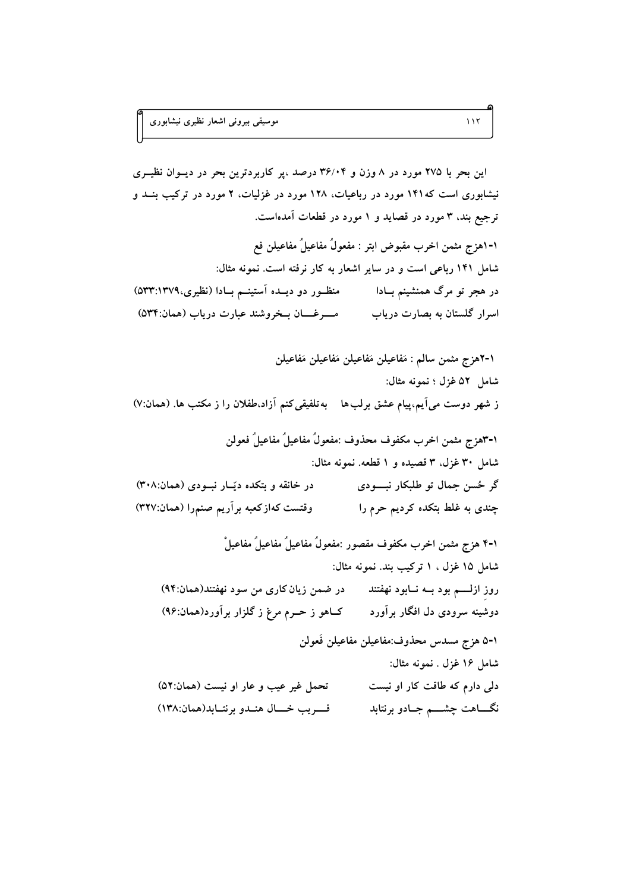این بحر با ۲۷۵ مورد در ۸ وزن و ۳۶/۰۴ درصد ،پر کاربردترین بحر در دیوان نظیری نیشابوری است که۱۴۱ مورد در رباعیات، ۱۲۸ مورد در غزلیات، ۲ مورد در ترکیب بند و ترجیع بند، ۳ مورد در قصاید و ۱ مورد در قطعات آمده‌است.

۱-۱هزج مثمن اخرب مقبوض ابتر : مفعولُ مفاعیلُ مفاعیلن فع

شامل ۱۴۱ رباعی است و در سایر اشعار به کار نرفته است. نمونه مثال:

در هجر تو مرگ همنشینم بادا &nbsp;&nbsp;&nbsp; منظور دو دیده آستینم بادا (نظیری،۱۳۷۹:۵۳۳)

اسرار گلستان به بصارت دریاب &nbsp;&nbsp;&nbsp; مرغان بخروشند عبارت دریاب (همان:۵۳۴)

۱-۲هزج مثمن سالم : مَفاعیلن مَفاعیلن مَفاعیلن مَفاعیلن

شامل ۵۲ غزل ؛ نمونه مثال:

ز شهر دوست می‌آیم،پیام عشق برلب‌ها &nbsp;&nbsp;&nbsp; به‌تلفیقی‌کنم آزاد،طفلان را ز مکتب ها. (همان:۷)

۱-۳هزج مثمن اخرب مکفوف محذوف :مفعولُ مفاعیلُ مفاعیلُ فعولن

شامل ۳۰ غزل، ۳ قصیده و ۱ قطعه. نمونه مثال:

گر حُسن جمال تو طلبکار نبودی &nbsp;&nbsp;&nbsp; در خانقه و بتکده دیّار نبودی (همان:۳۰۸)

چندی به غلط بتکده کردیم حرم را &nbsp;&nbsp;&nbsp; وقتست که‌ازکعبه برآریم صنم‌را (همان:۳۲۷)

۱-۴ هزج مثمن اخرب مکفوف مقصور :مفعولُ مفاعیلُ مفاعیلُ مفاعیلْ

شامل ۱۵ غزل ، ۱ ترکیب بند. نمونه مثال:

روز ازلـم بود به نابود نهفتند &nbsp;&nbsp;&nbsp; در ضمن زیان‌کاری من سود نهفتند(همان:۹۴)

دوشینه سرودی دل افگار برآورد &nbsp;&nbsp;&nbsp; کاهو ز حرم مرغ ز گلزار برآورد(همان:۹۶)

۱-۵ هزج مسدس محذوف:مفاعیلن مفاعیلن فَعولن

شامل ۱۶ غزل . نمونه مثال:

دلی دارم که طاقت کار او نیست &nbsp;&nbsp;&nbsp; تحمل غیر عیب و عار او نیست (همان:۵۲)

نگاهت چشم جادو برنتابد &nbsp;&nbsp;&nbsp; فریب خال هندو برنتابد(همان:۱۳۸)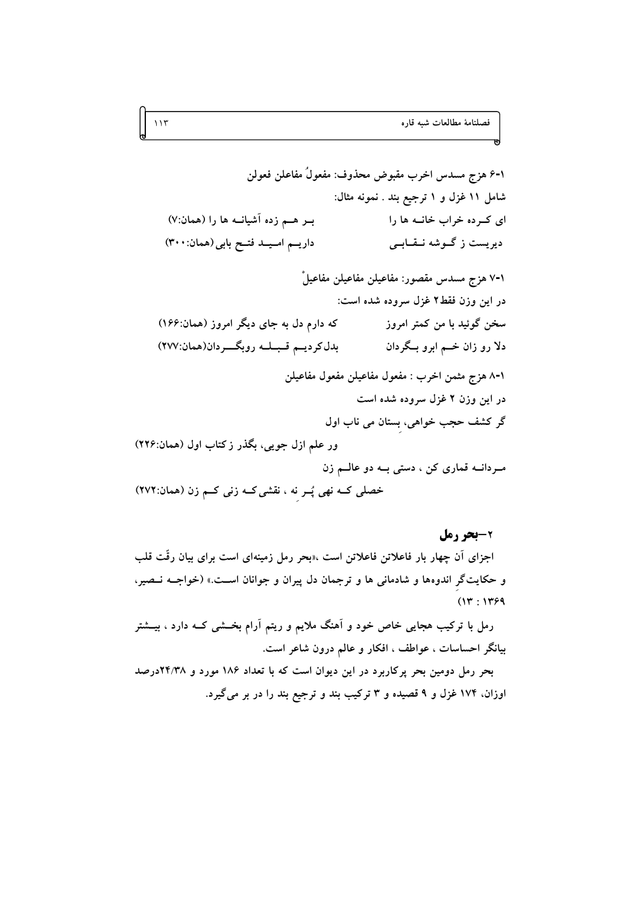۱-۶ هزج مسدس اخرب مقبوض محذوف: مفعولُ مفاعلن فعولن

شامل ۱۱ غزل و ۱ ترجیع بند . نمونه مثال:

ای کـرده خراب خانـه ها را    بـر هـم زده آشیانـه ها را (همان:۷)

دیریست ز گـوشه نـقـابـی    داریـم امـیـد فتـح بابی(همان:۳۰۰)

۱-۷ هزج مسدس مقصور: مفاعیلن مفاعیلن مفاعیلْ

در این وزن فقط۲ غزل سروده شده است:

سخن گوئید با من کمتر امروز    که دارم دل به جای دیگر امروز (همان:۱۶۶)

دلا رو زان خـم ابرو بـگردان    بدل‌کردیـم قـبـلـه روبگـــردان(همان:۲۷۷)

۱-۸ هزج مثمن اخرب : مفعول مفاعیلن مفعول مفاعیلن

در این وزن ۲ غزل سروده شده است

گر کشف حجب خواهی، بِستان می ناب اول

ور علم ازل جویی، بگذر ز کتاب اول (همان:۲۲۶)

مـردانـه قماری کن ، دستی بـه دو عالـم زن

خصلی کـه نهی پُـر نه ، نقشی‌کـه زنی کـم زن (همان:۲۷۲)

## ۲–بحر رمل

اجزای آن چهار بار فاعلاتن فاعلاتن است .«بحر رمل زمینه‌ای است برای بیان رقّت قلب و حکایت‌گرِ اندوه‌ها و شادمانی ها و ترجمان دل پیران و جوانان اسـت.» (خواجـه نـصیر، ۱۳۶۹ : ۱۳)

رمل با ترکیب هجایی خاص خود و آهنگ ملایم و ریتم آرام بخـشی کـه دارد ، بیـشتر بیانگر احساسات ، عواطف ، افکار و عالم درون شاعر است.

بحر رمل دومین بحر پرکاربرد در این دیوان است که با تعداد ۱۸۶ مورد و ۲۴/۳۸درصد اوزان، ۱۷۴ غزل و ۹ قصیده و ۳ ترکیب بند و ترجیع بند را در بر می‌گیرد.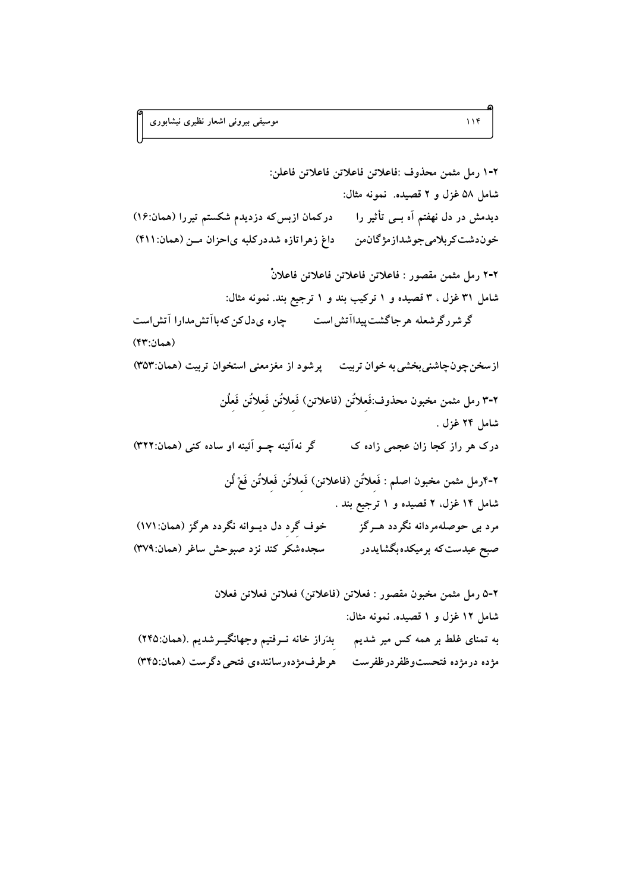۲-۱ رمل مثمن محذوف :فاعلاتن فاعلاتن فاعلاتن فاعلن:

شامل ۵۸ غزل و ۲ قصیده. نمونه مثال:

دیدمش در دل نهفتم آه بـی تأثیر را　　　درکمان ازبس‌که دزدیدم شکستم تیررا (همان:۱۶)

خون‌دشت‌کربلامی‌جوشدازمژگان‌من　　　داغ زهراتازه شددرکلبه ی‌احزان مـن (همان:۴۱۱)

۲-۲ رمل مثمن مقصور : فاعلاتن فاعلاتن فاعلاتن فاعلاتْ

شامل ۳۱ غزل ، ۳ قصیده و ۱ ترکیب بند و ۱ ترجیع بند. نمونه مثال:

گرشررگرشعله هرجاگشت‌پیداآتش‌است　　　چاره ی‌دل‌کن که‌باآتش‌مدارا آتش‌است (همان:۴۳)

ازسخن‌چون‌چاشنی‌بخشی‌به خوان تربیت　　　پرشود از مغزمعنی استخوان تربیت (همان:۳۵۳)

۲-۳ رمل مثمن مخبون محذوف:فَعلاتُن (فاعلاتن) فَعلاتُن فَعلاتُن فَعلُن

شامل ۲۴ غزل .

درک هر راز کجا زان عجمی زاده ک　　　گر نه‌آئینه چـو آئینه او ساده کنی (همان:۳۲۲)

۲-۴رمل مثمن مخبون اصلم : فَعلاتُن (فاعلاتن) فَعلاتُن فَعلاتُن فَعْ لُن

شامل ۱۴ غزل، ۲ قصیده و ۱ ترجیع بند .

مرد بی حوصله‌مردانه نگردد هـرگز　　　خوف گرد دل دیـوانه نگردد هرگز (همان:۱۷۱)

صبح عیدست‌که برمیکده‌بگشایددر　　　سجده‌شکر کند نزد صبوحش ساغر (همان:۳۷۹)

۲-۵ رمل مثمن مخبون مقصور : فعلاتن (فاعلاتن) فعلاتن فعلاتن فعلان

شامل ۱۲ غزل و ۱ قصیده. نمونه مثال:

به تمنای غلط بر همه کس میر شدیم　　　بدَراز خانه نـرفتیم وجهانگیـرشدیم .(همان:۲۴۵)

مژده درمژده فتحست‌وظفردرظفرست　　　هرطرف‌مژده‌رساننده‌ی فتحی دگرست (همان:۳۴۵)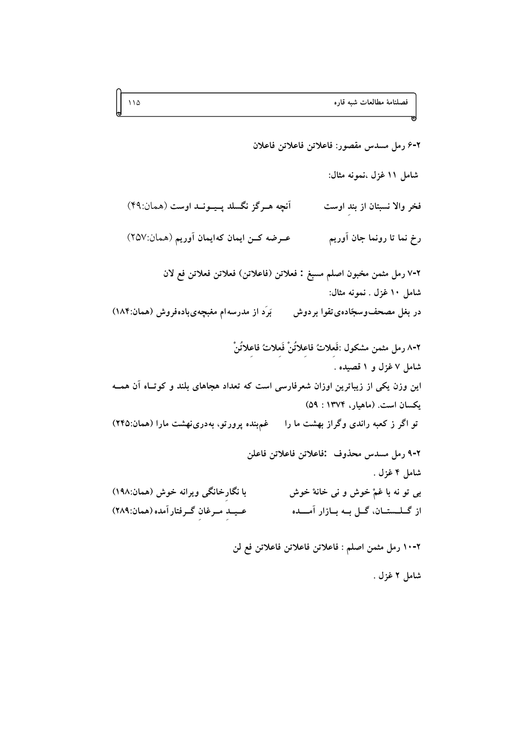۲-۶ رمل مسدس مقصور: فاعلاتن فاعلاتن فاعلان

شامل ۱۱ غزل ،نمونه مثال:

فخر والا نسبتان از بندِ اوست　　　آنچه هــرگز نگسلد پـیـونـد اوست (همان:۴۹)

رخ نما تا رونما جان آوریم　　　عــرضه کـن ایمان که‌ایمان آوریم (همان:۲۵۷)

۲-۷ رمل مثمن مخبون اصلم مسبغ : فعلاتن (فاعلاتن) فعلاتن فعلاتن فع لان

شامل ۱۰ غزل . نمونه مثال:

در بغل مصحف‌وسجّاده‌ی‌تقوا بردوش　　　بَرَد از مدرسه‌ام مغبچه‌ی‌باده‌فروش (همان:۱۸۴)

۲-۸ رمل مثمن مشکول :فَعِلاتُ فاعِلاتُنْ فَعِلاتُ فاعِلاتُنْ

شامل ۷ غزل و ۱ قصیده .

این وزن یکی از زیباترین اوزان شعرفارسی است که تعداد هجاهای بلند و کوتـاه آن همـه یکسان است. (ماهیار، ۱۳۷۴ : ۵۹)

تو اگر ز کعبه راندی وگراز بهشت ما را　　　غم‌بنده پرورتو، به‌دری‌نهشت مارا (همان:۲۴۵)

۲-۹ رمل مسدس محذوف :فاعلاتن فاعلاتن فاعلن

شامل ۴ غزل .

بی تو نه با غمْ خوش و نی خانهْ خوش　　　با نگارخانگی ویرانه خوش (همان:۱۹۸)

از گـلـسـتـان، گـل بـه بـازار آمــده　　　عـیـدِ مـرغانِ گـرفتارآمده (همان:۲۸۹)

۲-۱۰ رمل مثمن اصلم : فاعلاتن فاعلاتن فاعلاتن فع لن

شامل ۲ غزل .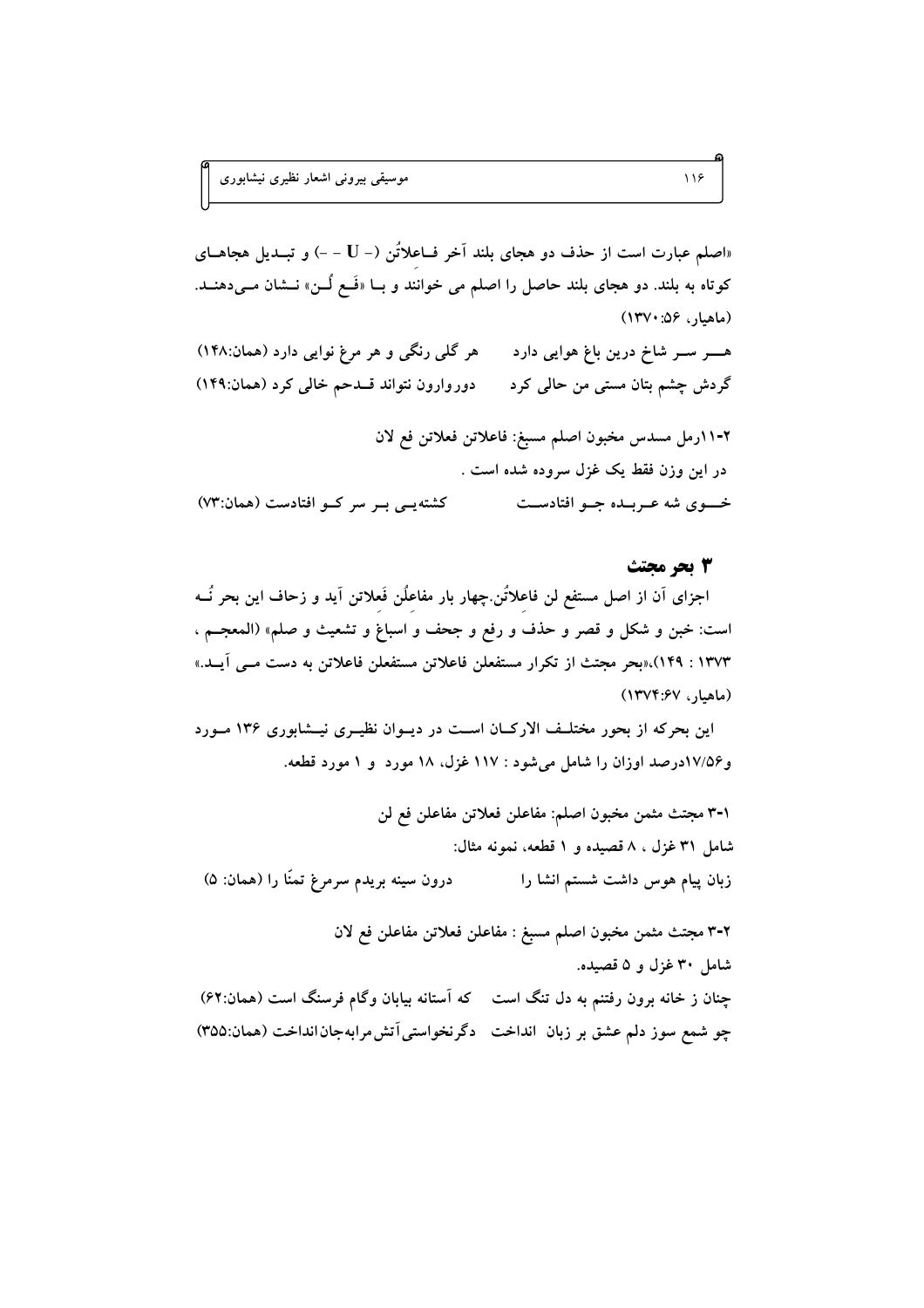«اصلم عبارت است از حذف دو هجای بلند آخر فـاعلاتُن (- U - -) و تبـدیل هجاهـای کوتاه به بلند. دو هجای بلند حاصل را اصلم می خوانند و بـا «فَـع لُـن» نـشان مـی‌دهنـد. (ماهیار، ۵۶:۱۳۷۰)

هـــر سـر شاخ درین باغ هوایی دارد　　هر گلی رنگی و هر مرغ نوایی دارد (همان:۱۴۸)

گردش چشم بتان مستی من حالی کرد　　دوروارون نتواند قـدحم خالی کرد (همان:۱۴۹)

۲-۱۱رمل مسدس مخبون اصلم مسبغ: فاعلاتن فعلاتن فع لان

در این وزن فقط یک غزل سروده شده است .

خـــوی شه عـربـده جـو افتادسـت　　کشته‌یـی بـر سر کـو افتادست (همان:۷۳)

## ۳ بحر مجتث

اجزای آن از اصل مستفع لن فاعلاتُن.چهار بار مفاعِلُن فَعلاتن آید و زحاف این بحر نُـه است: خبن و شکل و قصر و حذف و رفع و جحف و اسباغ و تشعیث و صلم» (المعجـم ، ۱۳۷۳ : ۱۴۹)،«بحر مجتث از تکرار مستفعلن فاعلاتن مستفعلن فاعلاتن به دست مـی آیـد.» (ماهیار، ۶۷:۱۳۷۴)

این بحرکه از بحور مختلـف الارکـان اسـت در دیـوان نظیـری نیـشابوری ۱۳۶ مـورد و۱۷/۵۶درصد اوزان را شامل می‌شود : ۱۱۷ غزل، ۱۸ مورد و ۱ مورد قطعه.

۳-۱ مجتث مثمن مخبون اصلم: مفاعلن فعلاتن مفاعلن فع لن

شامل ۳۱ غزل ، ۸ قصیده و ۱ قطعه، نمونه مثال:

زبان پیام هوس داشت شستم انشا را　　درون سینه بریدم سرمرغ تمنّا را (همان: ۵)

۳-۲ مجتث مثمن مخبون اصلم مسبغ : مفاعلن فعلاتن مفاعلن فع لان

شامل ۳۰ غزل و ۵ قصیده.

چنان ز خانه برون رفتنم به دل تنگ است　　که آستانه بیابان وگام فرسنگ است (همان:۶۲)

چو شمع سوز دلم عشق بر زبان انداخت　　دگرنخواستی‌آتش‌مرابه‌جان‌انداخت (همان:۳۵۵)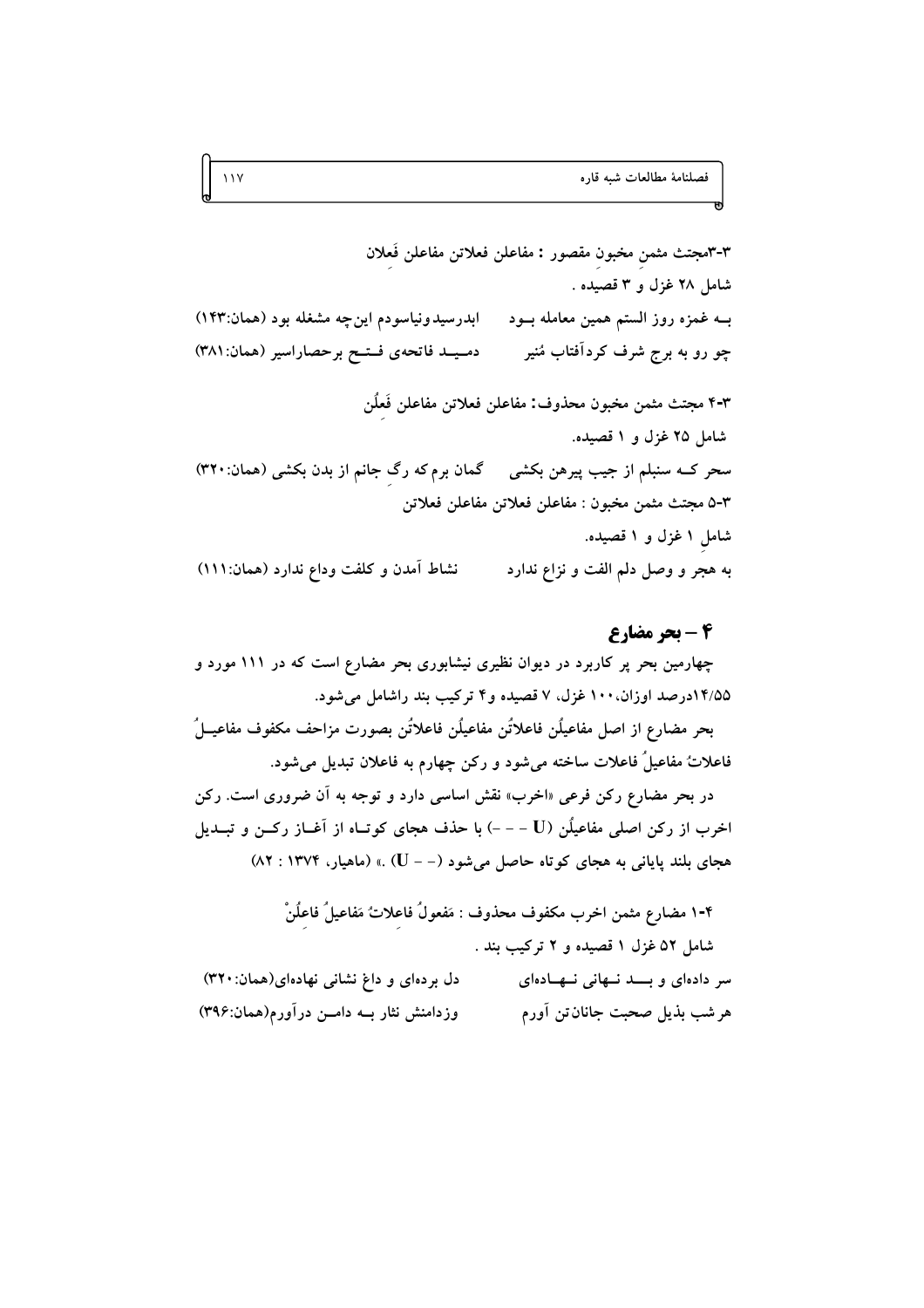۳-۳مجتث مثمن مخبونِ مقصور : مفاعلن فعلاتن مفاعلن فَعلان

شامل ۲۸ غزل و ۳ قصیده .

بـه غمزه روز الستم همین معامله بـود　　ابدرسیدونیاسودم این‌چه مشغله بود (همان:۱۴۳)

چو رو به برج شرف کردآفتاب مُنیر　　دمـیـد فاتحه‌ی فـتـح برحصاراسیر (همان:۳۸۱)

۳-۴ مجتث مثمن مخبون محذوف: مفاعلن فعلاتن مفاعلن فَعِلُن

شامل ۲۵ غزل و ۱ قصیده.

سحر کـه سنبلم از جیب پیرهن بکشی　　گمان برم که رگ جانم از بدن بکشی (همان:۳۲۰)

۳-۵ مجتث مثمن مخبون : مفاعلن فعلاتن مفاعلن فعلاتن

شاملِ ۱ غزل و ۱ قصیده.

به هجر و وصل دلم الفت و نزاع ندارد　　نشاط آمدن و کلفت وداع ندارد (همان:۱۱۱)

## ۴ – بحر مضارع

چهارمین بحر پر کاربرد در دیوان نظیری نیشابوری بحر مضارع است که در ۱۱۱ مورد و ۱۴/۵۵درصد اوزان،۱۰۰ غزل، ۷ قصیده و۴ ترکیب بند راشامل می‌شود.

بحر مضارع از اصل مفاعیلُن فاعلاتُن مفاعیلُن فاعلاتُن بصورت مزاحف مکفوف مفاعیـلُ فاعلاتُ مفاعیلُ فاعلات ساخته می‌شود و رکن چهارم به فاعلان تبدیل می‌شود.

در بحر مضارع رکن فرعی «اخرب» نقش اساسی دارد و توجه به آن ضروری است. رکن اخرب از رکن اصلی مفاعیلُن (U – – –) با حذف هجای کوتـاه از آغـاز رکـن و تبـدیل هجای بلند پایانی به هجای کوتاه حاصل می‌شود (– – U) .» (ماهیار، ۱۳۷۴ : ۸۲)

۴-۱ مضارع مثمن اخرب مکفوف محذوف : مَفعولُ فاعلاتُ مَفاعیلُ فاعِلُنْ

شامل ۵۲ غزل ۱ قصیده و ۲ ترکیب بند .

سر داده‌ای و بـــد نــهانی نــهـاده‌ای　　دل برده‌ای و داغ نشانی نهاده‌ای(همان:۳۲۰)

هرشب بذیل صحبت جانان‌تن آورم　　وزدامنش نثار بـه دامـن درآورم(همان:۳۹۶)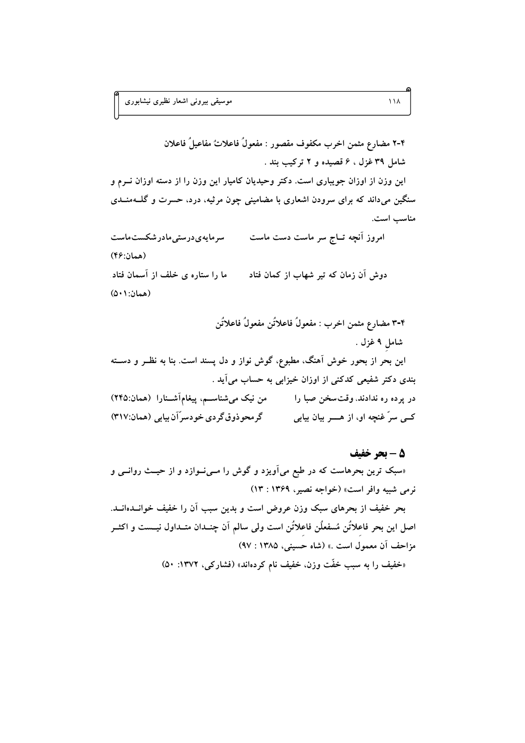۴-۲ مضارع مثمن اخرب مکفوف مقصور : مفعولُ فاعلاتُ مفاعیلُ فاعلان

شامل ۳۹ غزل ، ۶ قصیده و ۲ ترکیب بند .

این وزن از اوزان جویباری است. دکتر وحیدیان کامیار این وزن را از دسته اوزان نـرم و سنگین می‌داند که برای سرودن اشعاری با مضامینی چون مرثیه، درد، حسرت و گلـه‌منـدی مناسب است.

امروز آنچه تـاج سر ماست دست ماست        سرمایه‌ی درستی مادر شکست ماست

(همان:۴۶)

دوش آن زمان که تیر شهاب از کمان فتاد        ما را ستاره ی خلف از آسمان فتاد

(همان:۵۰۱)

۴-۳ مضارع مثمن اخرب : مفعولُ فاعلاتُن مفعولُ فاعلاتُن

شامل ۹ غزل .

این بحر از بحور خوش آهنگ، مطبوع، گوش نواز و دل پسند است. بنا به نظـر و دسـته بندی دکتر شفیعی کدکنی از اوزان خیزابی به حساب می‌آید .

در پرده ره ندادند، وقت‌سخن صبا را        من نیک می‌شناسـم، پیغام‌آشـنارا (همان:۲۴۵)

کـی سرّ غنچه او، از هـــر بیان بیابی        گرمحوذوق‌گردی خودسرآن بیابی (همان:۳۱۷)

## ۵ – بحر خفیف

«سبک ترین بحرهاست که در طبع می‌آویزد و گوش را مـی‌نـوازد و از حیـث روانـی و نرمی شبیه وافر است» (خواجه نصیر، ۱۳۶۹ : ۱۳)

بحر خفیف از بحرهای سبک وزن عروض است و بدین سبب آن را خفیف خوانـده‌انـد. اصل این بحر فاعلاتُن مُستفعلُن فاعلاتُن است ولی سالم آن چنـدان متـداول نیـست و اکثـر مزاحف آن معمول است .» (شاه حسینی، ۱۳۸۵ : ۹۷)

«خفیف را به سبب خفّت وزن، خفیف نام کرده‌اند» (فشارکی، ۱۳۷۲: ۵۰)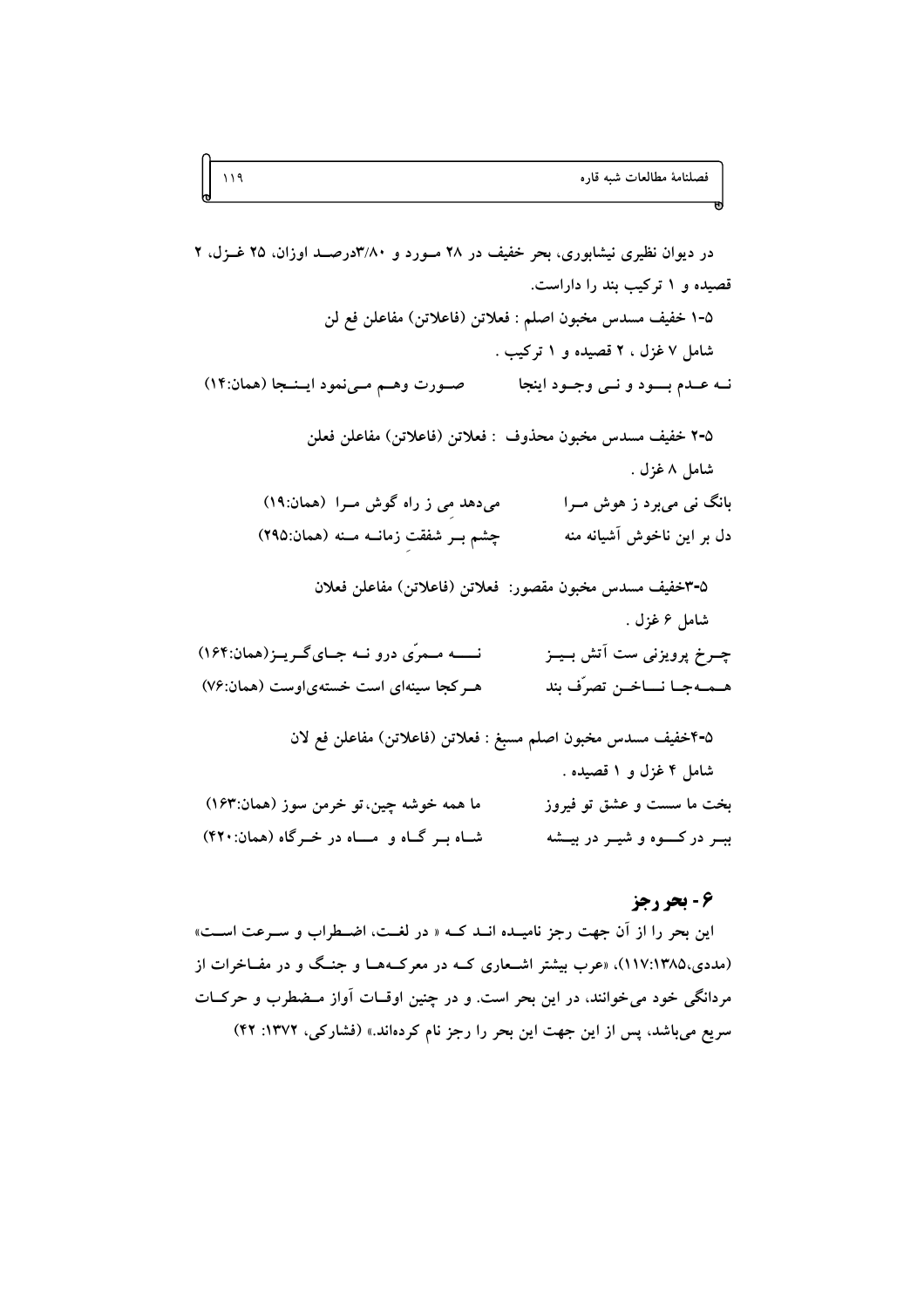در دیوان نظیری نیشابوری، بحر خفیف در ۲۸ مورد و ۳/۸۰درصد اوزان، ۲۵ غزل، ۲ قصیده و ۱ ترکیب بند را داراست.

۵-۱ خفیف مسدس مخبون اصلم : فعلاتن (فاعلاتن) مفاعلن فع لن

شامل ۷ غزل ، ۲ قصیده و ۱ ترکیب .

نه عدم بود و نی وجود اینجا        صورت وهم می‌نمود اینجا (همان:۱۴)

۵-۲ خفیف مسدس مخبون محذوف : فعلاتن (فاعلاتن) مفاعلن فعلن

شامل ۸ غزل .

بانگ نی می‌برد ز هوش مرا        می‌دهد می ز راه گوش مرا (همان:۱۹)

دل بر این ناخوش آشیانه منه        چشم بر شفقتِ زمانه منه (همان:۲۹۵)

۵-۳خفیف مسدس مخبون مقصور: فعلاتن (فاعلاتن) مفاعلن فعلان

شامل ۶ غزل .

چرخ پرویزنی ست آتش بیز        نه ممرّی درو نه جای‌گریز(همان:۱۶۴)

همه‌جا ناخن تصرّف بند        هرکجا سینه‌ای است خسته‌ی‌اوست (همان:۷۶)

۵-۴خفیف مسدس مخبون اصلم مسبغ : فعلاتن (فاعلاتن) مفاعلن فع لان

شامل ۴ غزل و ۱ قصیده .

بخت ما سست و عشق تو فیروز        ما همه خوشه چین، تو خرمن سوز (همان:۱۶۳)

ببر درکوه و شیر در بیشه        شاه بر گاه و ماه در خرگاه (همان:۴۲۰)

## ۶- بحر رجز

این بحر را از آن جهت رجز نامیده اند که « در لغت، اضطراب و سرعت است» (مددی،۱۱۷:۱۳۸۵)، «عرب بیشتر اشعاری که در معرکه‌ها و جنگ و در مفاخرات از مردانگی خود می‌خوانند، در این بحر است. و در چنین اوقات آواز مضطرب و حرکات سریع می‌باشد، پس از این جهت این بحر را رجز نام کرده‌اند.» (فشارکی، ۱۳۷۲: ۴۲)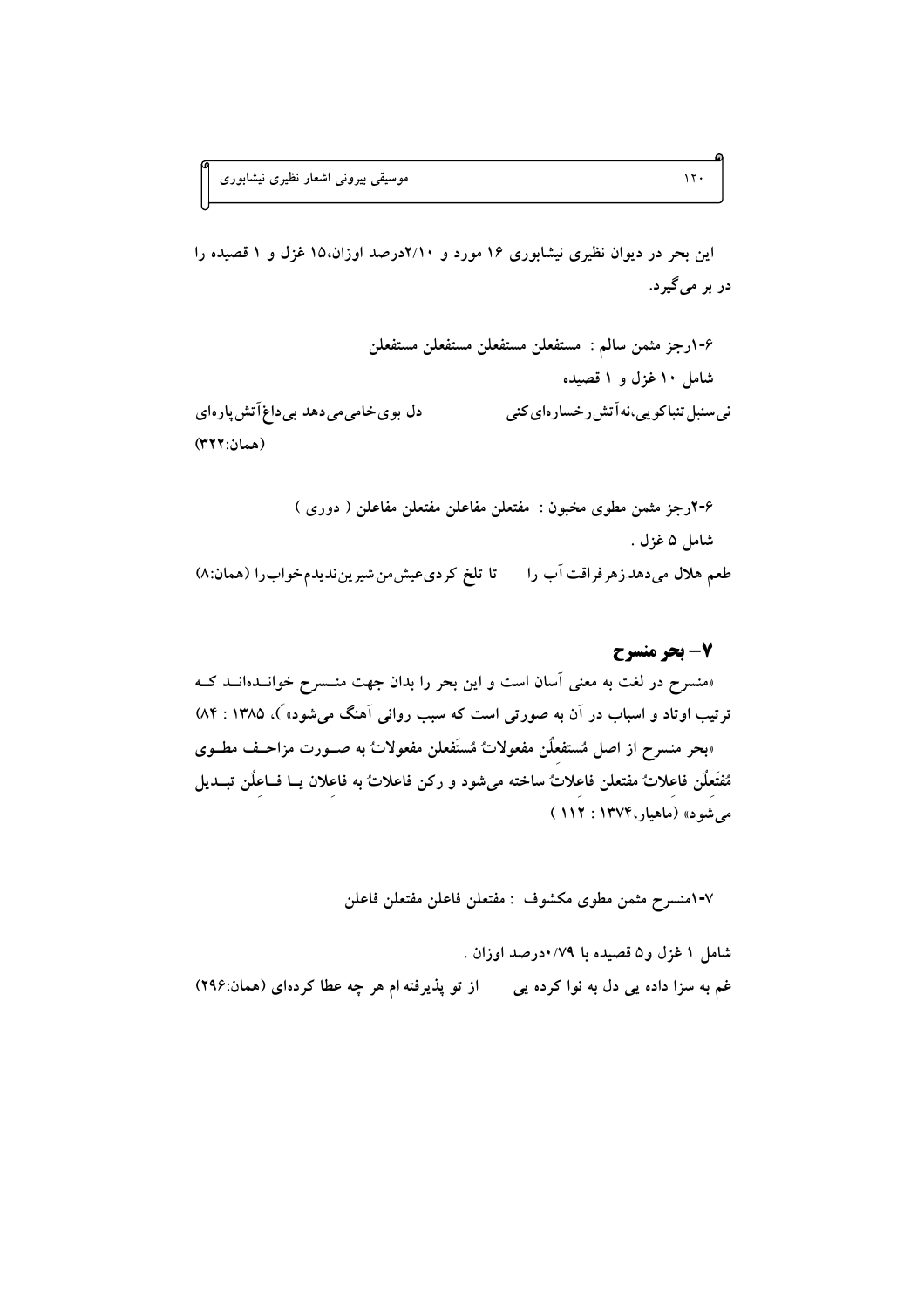این بحر در دیوان نظیری نیشابوری ۱۶ مورد و ۲/۱۰درصد اوزان،۱۵ غزل و ۱ قصیده را در بر می‌گیرد.

۶-۱رجز مثمن سالم : مستفعلن مستفعلن مستفعلن مستفعلن

شامل ۱۰ غزل و ۱ قصیده

نی سنبل تنباکویی،نه آتش رخساره‌ای کنی　　　دل بوی خامی می‌دهد بی‌داغ آتش‌پاره‌ای

(همان:۳۲۲)

۶-۲رجز مثمن مطوی مخبون : مفتعلن مفاعلن مفتعلن مفاعلن ( دوری )

شامل ۵ غزل .

طعم هلال می‌دهد زهرفراقت آب را　　　تا تلخ کردی‌عیش‌من شیرین‌ندیدم‌خواب‌را (همان:۸)

## ۷- بحر منسرح

«منسرح در لغت به معنی آسان است و این بحر را بدان جهت منسرح خوانده‌اند که ترتیب اوتاد و اسباب در آن به صورتی است که سبب روانی آهنگ می‌شود»)، ۱۳۸۵ : ۸۴)

«بحر منسرح از اصل مُستفعِلُن مفعولاتُ مُستَفعلن مفعولاتُ به صورت مزاحف مطوی مُفتَعِلُن فاعلاتُ مفتعلن فاعلاتُ ساخته می‌شود و رکن فاعلاتُ به فاعلان یا فاعِلُن تبدیل می‌شود» (ماهیار،۱۳۷۴ : ۱۱۲ )

۷-۱منسرح مثمن مطوی مکشوف : مفتعلن فاعلن مفتعلن فاعلن

شامل ۱ غزل و۵ قصیده با ۰/۷۹درصد اوزان .

غم به سزا داده یی دل به نوا کرده یی　　　از تو پذیرفته ام هر چه عطا کرده‌ای (همان:۲۹۶)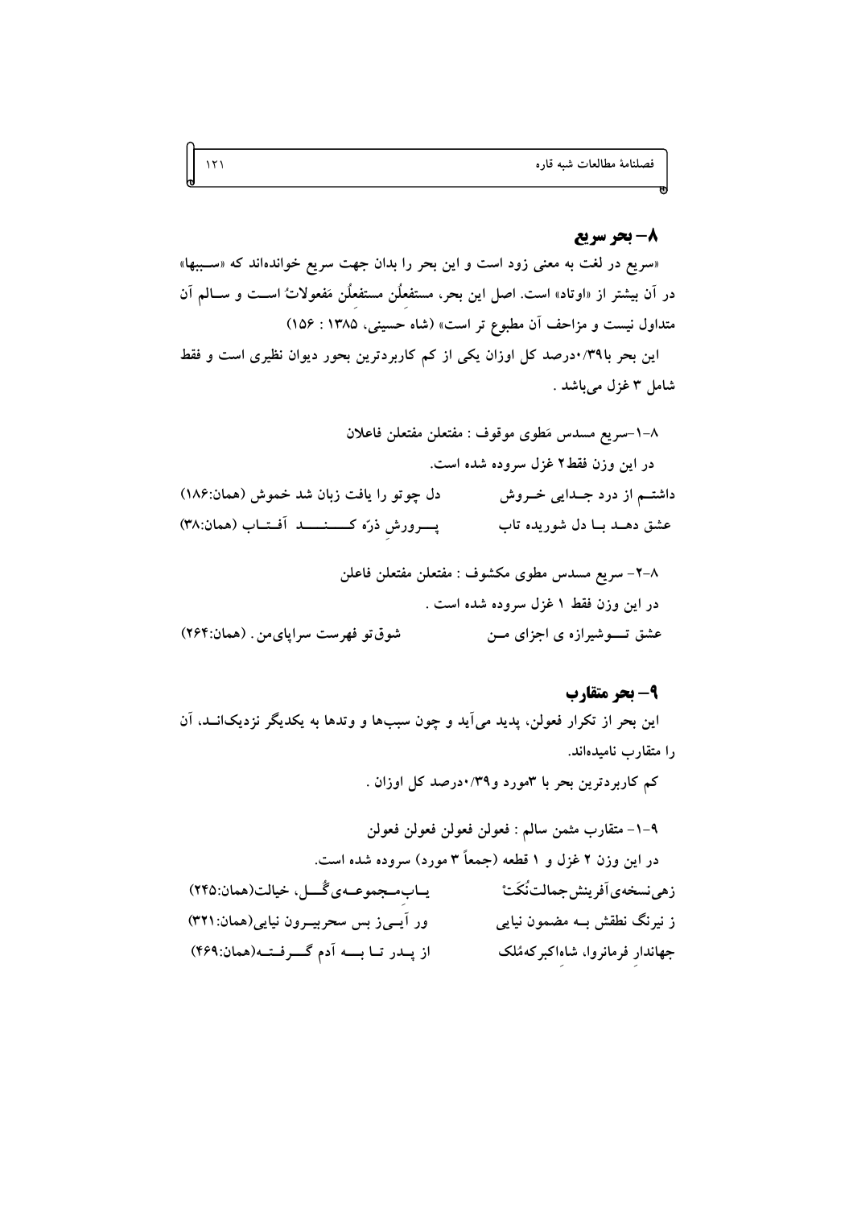## ۸- بحر سریع

«سریع در لغت به معنی زود است و این بحر را بدان جهت سریع خوانده‌اند که «سببها» در آن بیشتر از «اوتاد» است. اصل این بحر، مستفعلُن مستفعلُن مَفعولاتُ است و سالم آن متداول نیست و مزاحف آن مطبوع تر است» (شاه حسینی، ۱۳۸۵ : ۱۵۶)

این بحر با۰/۳۹درصد کل اوزان یکی از کم کاربردترین بحور دیوان نظیری است و فقط شامل ۳ غزل می‌باشد .

۸-۱-سریع مسدس مَطوی موقوف : مفتعلن مفتعلن فاعلان

در این وزن فقط۲ غزل سروده شده است.

داشتم از درد جدایی خروش &nbsp;&nbsp;&nbsp;&nbsp; دل چوتو را یافت زبان شد خموش (همان:۱۸۶)

عشق دهد با دل شوریده تاب &nbsp;&nbsp;&nbsp;&nbsp; پرورشِ ذرّه کند آفتاب (همان:۳۸)

۸-۲- سریع مسدس مطوی مکشوف : مفتعلن مفتعلن فاعلن

در این وزن فقط ۱ غزل سروده شده است .

عشق توشیرازه ی اجزای من &nbsp;&nbsp;&nbsp;&nbsp; شوق‌تو فهرست سراپای‌من . (همان:۲۶۴)

## ۹- بحر متقارب

این بحر از تکرار فعولن، پدید می‌آید و چون سبب‌ها و وتدها به یکدیگر نزدیک‌اند، آن را متقارب نامیده‌اند.

کم کاربردترین بحر با ۳مورد و۰/۳۹درصد کل اوزان .

۹-۱- متقارب مثمن سالم : فعولن فعولن فعولن فعولن

در این وزن ۲ غزل و ۱ قطعه (جمعاً ۳ مورد) سروده شده است.

زهی‌نسخه‌ی‌آفرینش‌جمالت‌نُکَتْ &nbsp;&nbsp;&nbsp;&nbsp; یاب‌مجموعه‌ی‌گُل، خیالت(همان:۲۴۵)

ز نیرنگ نطقش به مضمون نیایی &nbsp;&nbsp;&nbsp;&nbsp; ور آیی‌ز بس سحربیرون نیایی(همان:۳۲۱)

جهاندارِ فرمانروا، شاهاکبرکه‌مُلک &nbsp;&nbsp;&nbsp;&nbsp; از پدر تا به آدم گرفته(همان:۴۶۹)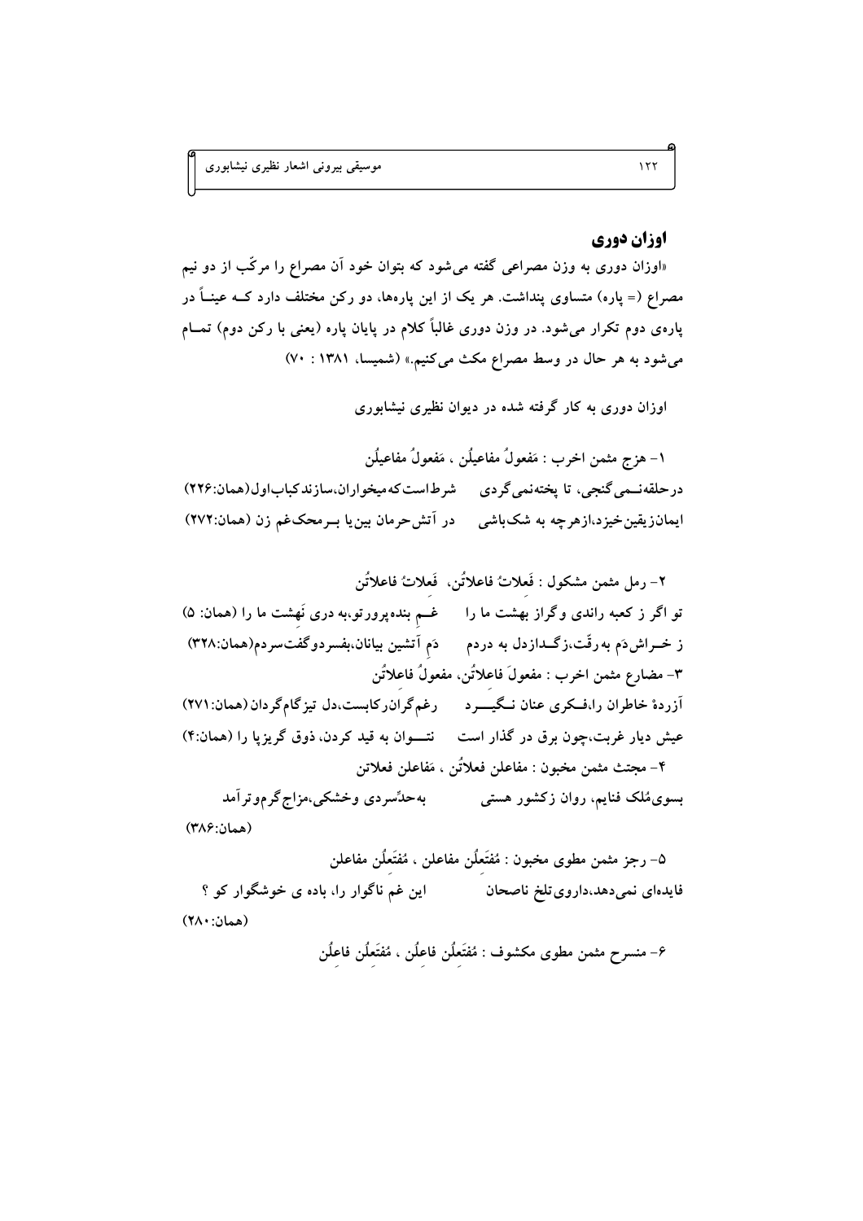## اوزان دوری

«اوزان دوری به وزن مصراعی گفته می‌شود که بتوان خود آن مصراع را مرکّب از دو نیم مصراع (= پاره) متساوی پنداشت. هر یک از این پاره‌ها، دو رکن مختلف دارد کــه عینـاً در پاره‌ی دوم تکرار می‌شود. در وزن دوری غالباً کلام در پایان پاره (یعنی با رکن دوم) تمــام می‌شود به هر حال در وسط مصراع مکث می‌کنیم.» (شمیسا، ۱۳۸۱ : ۷۰)

اوزان دوری به کار گرفته شده در دیوان نظیری نیشابوری

۱- هزج مثمن اخرب : مَفعولُ مفاعیلُن ، مَفعولُ مفاعیلُن

درحلقه‌نـمی‌گنجی، تا پخته‌نمی‌گردی     شرط‌است‌که‌میخواران،سازندکباب‌اول(همان:۲۲۶)

ایمان‌زیقین‌خیزد،ازهرچه به شک‌باشی     در آتش‌حرمان بین‌یا بـرمحک‌غم زن (همان:۲۷۲)

۲- رمل مثمن مشکول : فَعلاتُ فاعلاتُن، فَعلاتُ فاعلاتُن

تو اگر ز کعبه راندی وگراز بهشت ما را     غـم بنده‌پرورتو،به دری نَهشت ما را (همان: ۵)

ز خـراش‌دَم به‌رقّت،زگـدازدل به دردم     دَم آتشین بیانان،بفسردوگفت‌سردم(همان:۳۲۸)

۳- مضارع مثمن اخرب : مفعولَ فاعلاتُن، مفعولُ فاعلاتُن

آزردهٔ خاطران را،فـکری عنان نـگیـــرد     رغم‌گران‌رکابست،دل تیزگام‌گردان (همان:۲۷۱)

عیش دیار غربت،چون برق در گذار است     نتـــوان به قید کردن، ذوق گریزپا را (همان:۴)

۴- مجتث مثمن مخبون : مفاعلن فعلاتُن ، مَفاعلن فعلاتن

بسوی‌مُلک فنایم، روان زکشور هستی     به‌حدِّسردی وخشکی،مزاج‌گرم‌وترآمد (همان:۳۸۶)

۵- رجز مثمن مطوی مخبون : مُفتَعِلُن مفاعلن ، مُفتَعِلُن مفاعلن

فایده‌ای نمی‌دهد،داروی‌تلخ ناصحان     این غم ناگوار را، باده ی خوشگوار کو ؟ (همان:۲۸۰)

۶- منسرح مثمن مطوی مکشوف : مُفتَعِلُن فاعلُن ، مُفتَعِلُن فاعلُن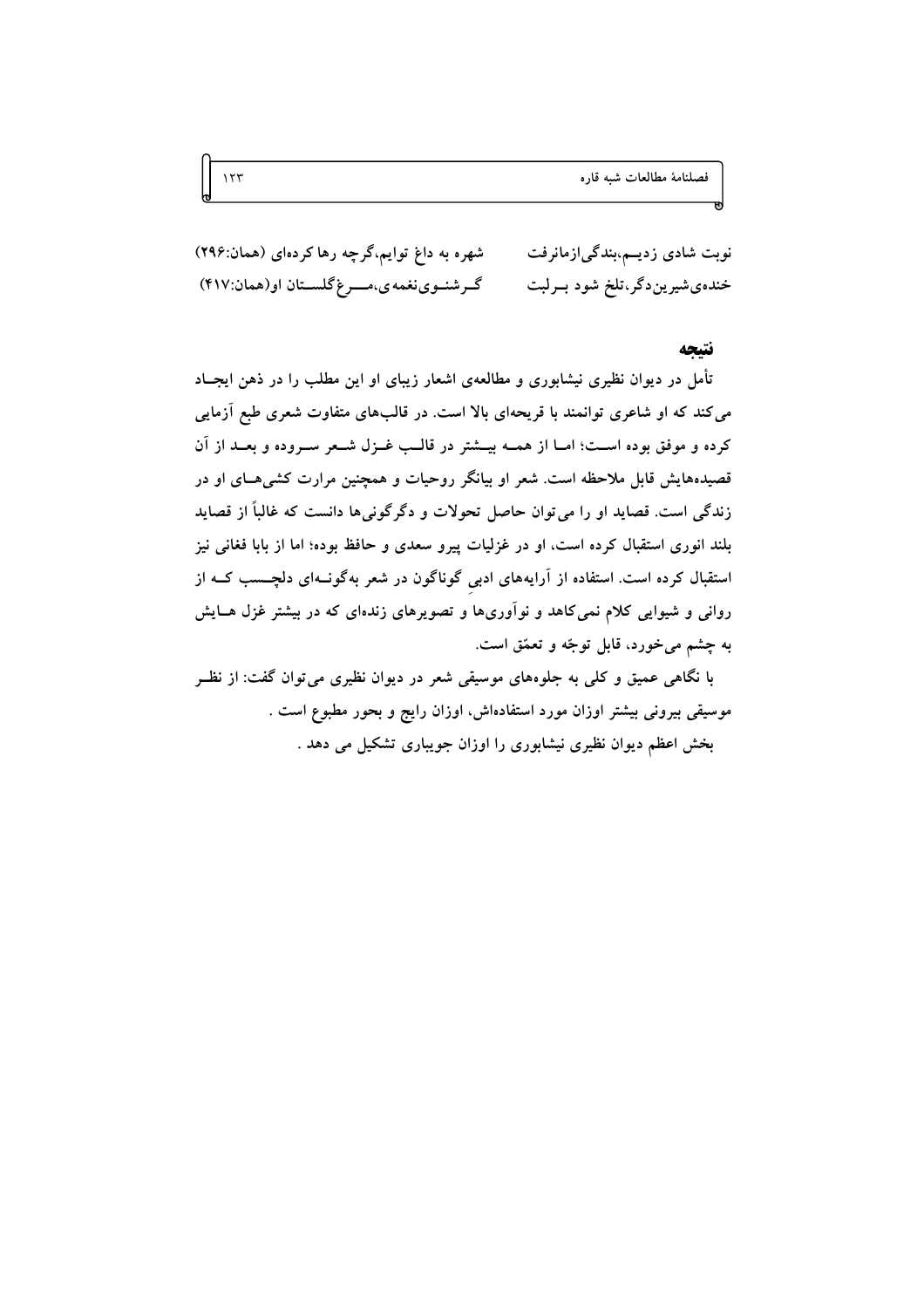| | |
|---|---|
| نوبت شادی زدیم،بندگی‌ازمانرفت | شهره به داغ توایم،گرچه رها کرده‌ای (همان:۲۹۶) |
| خنده‌ی‌شیرین‌دگر،تلخ شود برلبت | گرشنوی‌نغمه‌ی،مرغ‌گلستان او(همان:۴۱۷) |

## نتیجه

تأمل در دیوان نظیری نیشابوری و مطالعه‌ی اشعار زیبای او این مطلب را در ذهن ایجاد می‌کند که او شاعری توانمند با قریحه‌ای بالا است. در قالب‌های متفاوت شعری طبع آزمایی کرده و موفق بوده است؛ اما از همه بیشتر در قالب غزل شعر سروده و بعد از آن قصیده‌هایش قابل ملاحظه است. شعر او بیانگر روحیات و همچنین مرارت کشی‌های او در زندگی است. قصاید او را می‌توان حاصل تحولات و دگرگونی‌ها دانست که غالباً از قصاید بلند انوری استقبال کرده است، او در غزلیات پیرو سعدی و حافظ بوده؛ اما از بابا فغانی نیز استقبال کرده است. استفاده از آرایه‌های ادبیِ گوناگون در شعر به‌گونه‌ای دلچسب که از روانی و شیوایی کلام نمی‌کاهد و نوآوری‌ها و تصویرهای زنده‌ای که در بیشتر غزل هایش به چشم می‌خورد، قابل توجّه و تعمّق است.

با نگاهی عمیق و کلی به جلوه‌های موسیقی شعر در دیوان نظیری می‌توان گفت: از نظر موسیقی بیرونی بیشتر اوزان مورد استفاده‌اش، اوزان رایج و بحور مطبوع است .

بخش اعظم دیوان نظیری نیشابوری را اوزان جویباری تشکیل می دهد .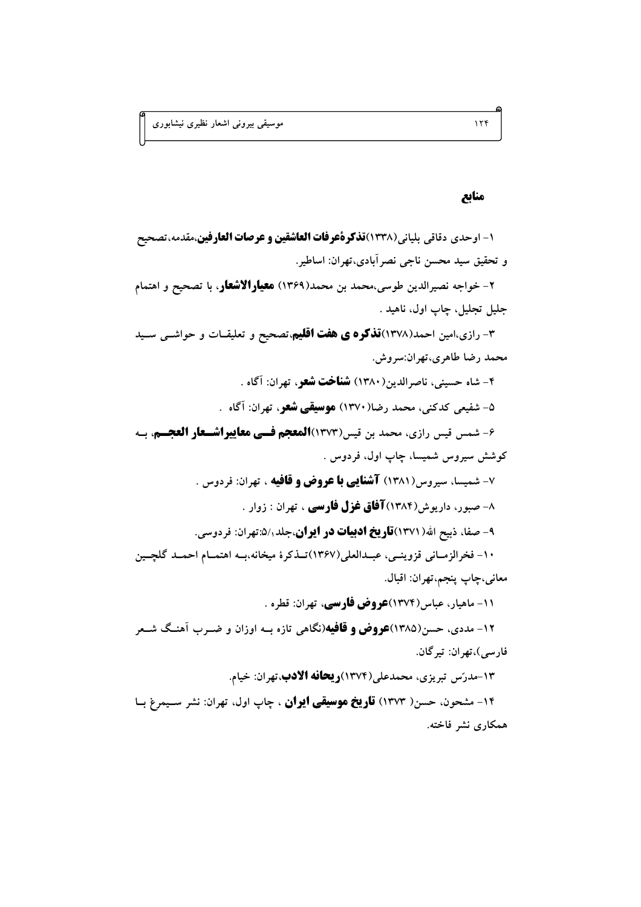## منابع

۱- اوحدی دقاقی بلیانی(۱۳۳۸)**تذکرۀعرفات العاشقین و عرصات العارفین**،مقدمه، تصحیح و تحقیق سید محسن ناجی نصرآبادی،تهران: اساطیر.

۲- خواجه نصیرالدین طوسی،محمد بن محمد(۱۳۶۹) **معیارالاشعار**، با تصحیح و اهتمام جلیل تجلیل، چاپ اول، ناهید .

۳- رازی،امین احمد(۱۳۷۸)**تذکره ی هفت اقلیم**،تصحیح و تعلیقات و حواشی سید محمد رضا طاهری،تهران:سروش.

۴- شاه حسینی، ناصرالدین(۱۳۸۰) **شناخت شعر**، تهران: آگاه .

۵- شفیعی کدکنی، محمد رضا(۱۳۷۰) **موسیقی شعر**، تهران: آگاه .

۶- شمس قیس رازی، محمد بن قیس(۱۳۷۳)**المعجم فی معاییراشعار العجم**، به کوشش سیروس شمیسا، چاپ اول، فردوس .

۷- شمیسا، سیروس(۱۳۸۱) **آشنایی با عروض و قافیه** ، تهران: فردوس .

۸- صبور، داریوش(۱۳۸۴)**آفاق غزل فارسی** ، تهران : زوار .

۹- صفا، ذبیح الله(۱۳۷۱)**تاریخ ادبیات در ایران**،جلد۱/۵،تهران: فردوسی.

۱۰- فخرالزمانی قزوینی، عبدالعلی(۱۳۶۷)تذکرۀ میخانه،به اهتمام احمد گلچین معانی،چاپ پنجم،تهران: اقبال.

۱۱- ماهیار، عباس(۱۳۷۴)**عروض فارسی**، تهران: قطره .

۱۲- مددی، حسن(۱۳۸۵)**عروض و قافیه**(نگاهی تازه به اوزان و ضرب آهنگ شعر فارسی)،تهران: تیرگان.

۱۳-مدرّس تبریزی، محمدعلی(۱۳۷۴)**ریحانه الادب**،تهران: خیام.

۱۴- مشحون، حسن( ۱۳۷۳) **تاریخ موسیقی ایران** ، چاپ اول، تهران: نشر سیمرغ با همکاری نشر فاخته.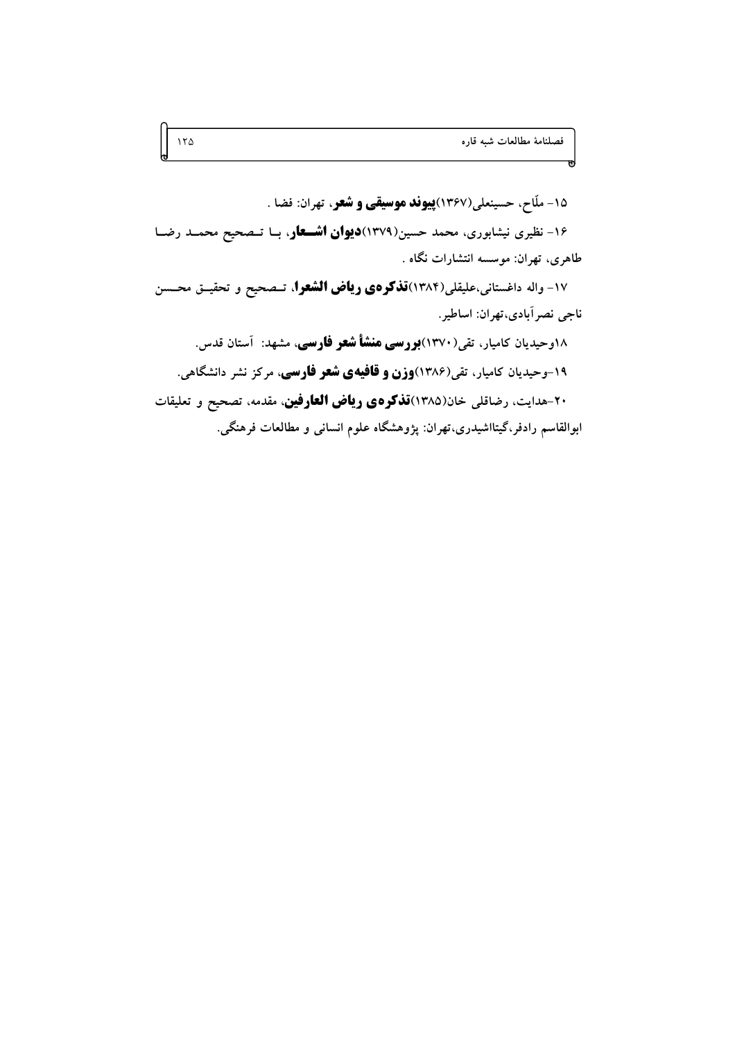۱۵- ملّاح، حسینعلی(۱۳۶۷)**پیوند موسیقی و شعر**، تهران: فضا .

۱۶- نظیری نیشابوری، محمد حسین(۱۳۷۹)**دیوان اشعار**، با تصحیح محمد رضا طاهری، تهران: موسسه انتشارات نگاه .

۱۷- واله داغستانی،علیقلی(۱۳۸۴)**تذکره‌ی ریاض الشعرا**، تصحیح و تحقیق محسن ناجی نصرآبادی،تهران: اساطیر.

۱۸وحیدیان کامیار، تقی(۱۳۷۰)**بررسی منشأ شعر فارسی**، مشهد: آستان قدس.

۱۹-وحیدیان کامیار، تقی(۱۳۸۶)**وزن و قافیه‌ی شعر فارسی**، مرکز نشر دانشگاهی.

۲۰-هدایت، رضاقلی خان(۱۳۸۵)**تذکره‌ی ریاض العارفین**، مقدمه، تصحیح و تعلیقات ابوالقاسم رادفر،گیتااشیدری،تهران: پژوهشگاه علوم انسانی و مطالعات فرهنگی.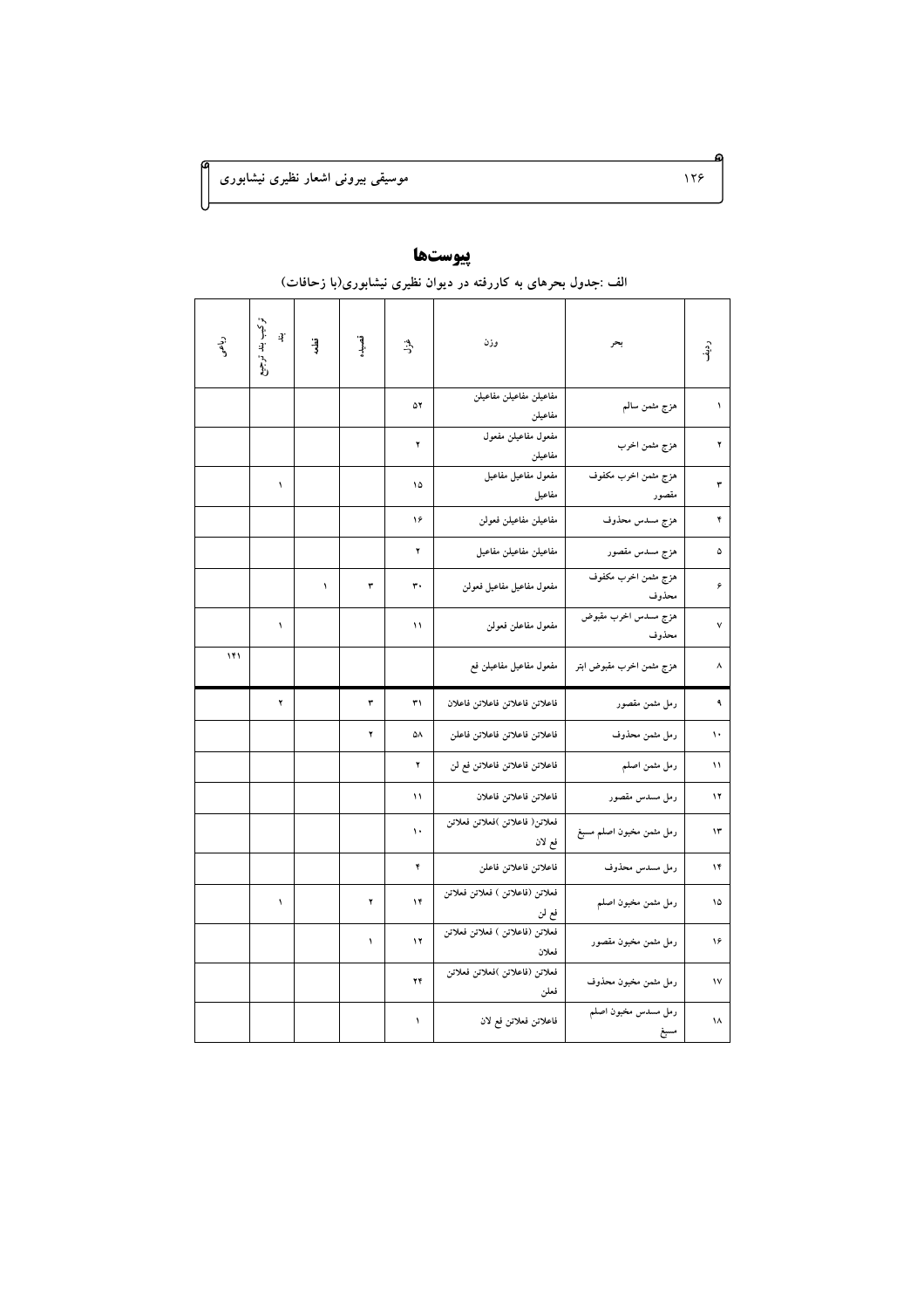# پیوست‌ها

**الف :جدول بحرهای به کاررفته در دیوان نظیری نیشابوری(با زحافات)**

| ردیف | بحر | وزن | غزل | قصیده | قطعه | ترکیب بند ترجیع بند | رباعی |
|---|---|---|---|---|---|---|---|
| ۱ | هزج مثمن سالم | مفاعیلن مفاعیلن مفاعیلن مفاعیلن | ۵۲ | | | | |
| ۲ | هزج مثمن اخرب | مفعول مفاعیلن مفعول مفاعیلن | ۲ | | | | |
| ۳ | هزج مثمن اخرب مکفوف مقصور | مفعول مفاعیل مفاعیل مفاعیل | ۱۵ | | | ۱ | |
| ۴ | هزج مسدس محذوف | مفاعیلن مفاعیلن فعولن | ۱۶ | | | | |
| ۵ | هزج مسدس مقصور | مفاعیلن مفاعیلن مفاعیل | ۲ | | | | |
| ۶ | هزج مثمن اخرب مکفوف محذوف | مفعول مفاعیل مفاعیل فعولن | ۳۰ | ۳ | ۱ | | |
| ۷ | هزج مسدس اخرب مقبوض محذوف | مفعول مفاعلن فعولن | ۱۱ | | | ۱ | |
| ۸ | هزج مثمن اخرب مقبوض ابتر | مفعول مفاعیل مفاعیلن فع | | | | | ۱۴۱ |
| ۹ | رمل مثمن مقصور | فاعلاتن فاعلاتن فاعلاتن فاعلان | ۳۱ | ۳ | | ۲ | |
| ۱۰ | رمل مثمن محذوف | فاعلاتن فاعلاتن فاعلاتن فاعلن | ۵۸ | ۲ | | | |
| ۱۱ | رمل مثمن اصلم | فاعلاتن فاعلاتن فاعلاتن فع لن | ۲ | | | | |
| ۱۲ | رمل مسدس مقصور | فاعلاتن فاعلاتن فاعلان | ۱۱ | | | | |
| ۱۳ | رمل مثمن مخبون اصلم مسبغ | فعلاتن( فاعلاتن )فعلاتن فعلاتن فع لان | ۱۰ | | | | |
| ۱۴ | رمل مسدس محذوف | فاعلاتن فاعلاتن فاعلن | ۴ | | | | |
| ۱۵ | رمل مثمن مخبون اصلم | فعلاتن (فاعلاتن ) فعلاتن فعلاتن فع لن | ۱۴ | ۲ | | ۱ | |
| ۱۶ | رمل مثمن مخبون مقصور | فعلاتن (فاعلاتن ) فعلاتن فعلاتن فعلان | ۱۲ | ۱ | | | |
| ۱۷ | رمل مثمن مخبون محذوف | فعلاتن (فاعلاتن )فعلاتن فعلاتن فعلن | ۲۴ | | | | |
| ۱۸ | رمل مسدس مخبون اصلم مسبغ | فاعلاتن فعلاتن فع لان | ۱ | | | | |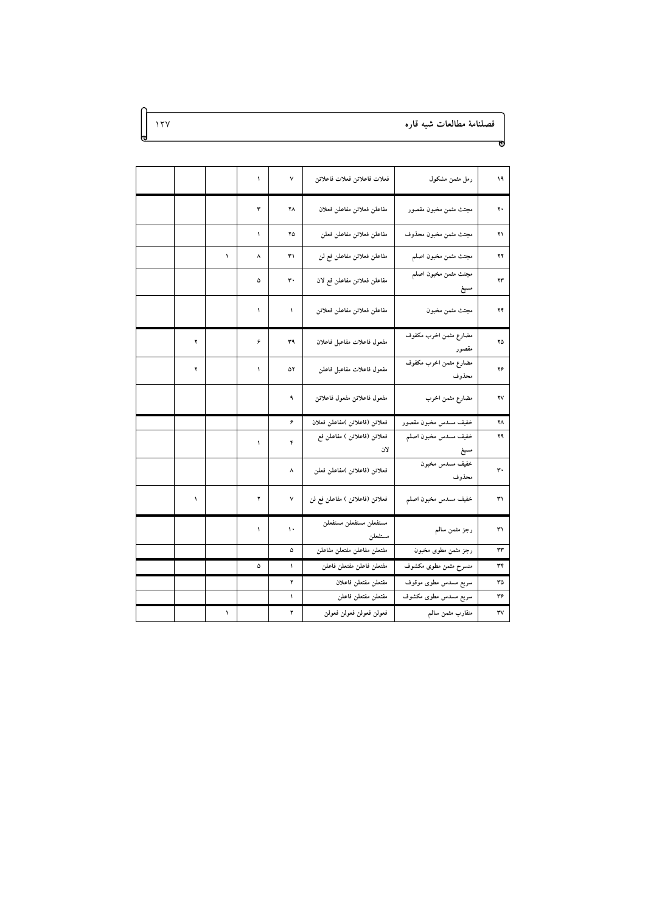| | | | | | | | |
|---|---|---|---|---|---|---|---|
| ۱۹ | رمل مثمن مشکول | فعلات فاعلاتن فعلات فاعلاتن | ۷ | ۱ | | | |
| ۲۰ | مجتث مثمن مخبون مقصور | مفاعلن فعلاتن مفاعلن فعلان | ۲۸ | ۳ | | | |
| ۲۱ | مجتث مثمن مخبون محذوف | مفاعلن فعلاتن مفاعلن فعلن | ۲۵ | ۱ | | | |
| ۲۲ | مجتث مثمن مخبون اصلم | مفاعلن فعلاتن مفاعلن فع لن | ۳۱ | ۸ | ۱ | | |
| ۲۳ | مجتث مثمن مخبون اصلم مسبغ | مفاعلن فعلاتن مفاعلن فع لان | ۳۰ | ۵ | | | |
| ۲۴ | مجتث مثمن مخبون | مفاعلن فعلاتن مفاعلن فعلاتن | ۱ | ۱ | | | |
| ۲۵ | مضارع مثمن اخرب مکفوف مقصور | مفعول فاعلات مفاعیل فاعلان | ۳۹ | ۶ | | ۲ | |
| ۲۶ | مضارع مثمن اخرب مکفوف محذوف | مفعول فاعلات مفاعیل فاعلن | ۵۲ | ۱ | | ۲ | |
| ۲۷ | مضارع مثمن اخرب | مفعول فاعلاتن مفعول فاعلاتن | ۹ | | | | |
| ۲۸ | خفیف مسدس مخبون مقصور | فعلاتن (فاعلاتن )مفاعلن فعلان | ۶ | | | | |
| ۲۹ | خفیف مسدس مخبون اصلم مسبغ | فعلاتن (فاعلاتن ) مفاعلن فع لان | ۴ | ۱ | | | |
| ۳۰ | خفیف مسدس مخبون محذوف | فعلاتن (فاعلاتن )مفاعلن فعلن | ۸ | | | | |
| ۳۱ | خفیف مسدس مخبون اصلم | فعلاتن (فاعلاتن ) مفاعلن فع لن | ۷ | ۲ | | ۱ | |
| ۳۱ | رجز مثمن سالم | مستفعلن مستفعلن مستفعلن مستفعلن | ۱۰ | ۱ | | | |
| ۳۳ | رجز مثمن مطوی مخبون | مفتعلن مفاعلن مفتعلن مفاعلن | ۵ | | | | |
| ۳۴ | منسرح مثمن مطوی مکشوف | مفتعلن فاعلن مفتعلن فاعلن | ۱ | ۵ | | | |
| ۳۵ | سریع مسدس مطوی موقوف | مفتعلن مفتعلن فاعلان | ۲ | | | | |
| ۳۶ | سریع مسدس مطوی مکشوف | مفتعلن مفتعلن فاعلن | ۱ | | | | |
| ۳۷ | متقارب مثمن سالم | فعولن فعولن فعولن فعولن | ۲ | | ۱ | | |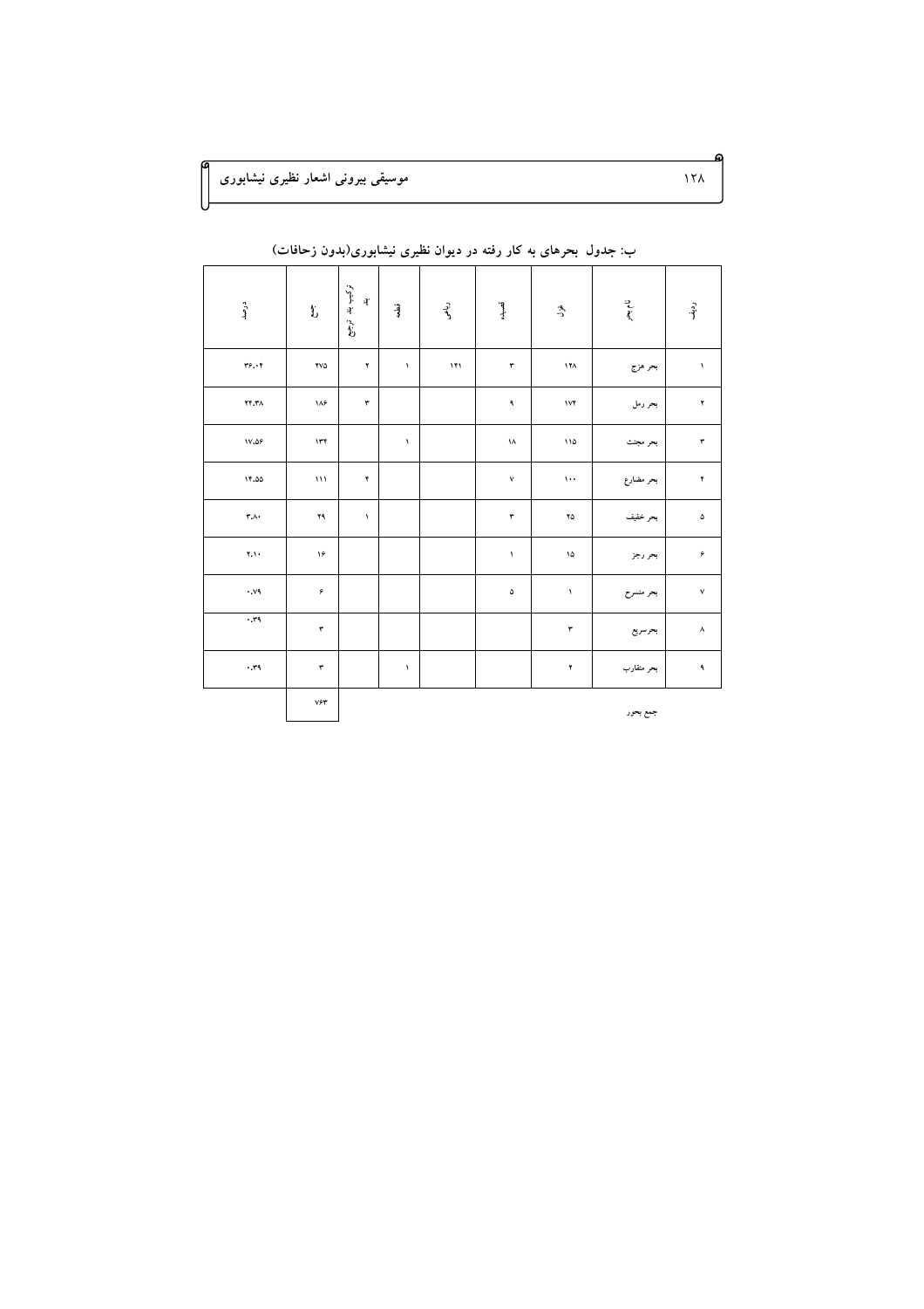## ب: جدول بحرهای به کار رفته در دیوان نظیری نیشابوری(بدون زحافات)

| ردیف | نام بحر | غزل | قصیده | رباعی | قطعه | ترکیب بند ترجیع بند | جمع | درصد |
|---|---|---|---|---|---|---|---|---|
| ۱ | بحر هزج | ۱۲۸ | ۳ | ۱۴۱ | ۱ | ۲ | ۲۷۵ | ۳۶.۰۴ |
| ۲ | بحر رمل | ۱۷۴ | ۹ | | | ۳ | ۱۸۶ | ۲۴.۳۸ |
| ۳ | بحر مجتث | ۱۱۵ | ۱۸ | | ۱ | | ۱۳۴ | ۱۷.۵۶ |
| ۴ | بحر مضارع | ۱۰۰ | ۷ | | | ۴ | ۱۱۱ | ۱۴.۵۵ |
| ۵ | بحر خفیف | ۲۵ | ۳ | | | ۱ | ۲۹ | ۳.۸۰ |
| ۶ | بحر رجز | ۱۵ | ۱ | | | | ۱۶ | ۲.۱۰ |
| ۷ | بحر منسرح | ۱ | ۵ | | | | ۶ | ۰.۷۹ |
| ۸ | بحرسریع | ۳ | | | | | ۳ | ۰.۳۹ |
| ۹ | بحر متقارب | ۲ | | | ۱ | | ۳ | ۰.۳۹ |
| | جمع بحور | | | | | | ۷۶۳ | |